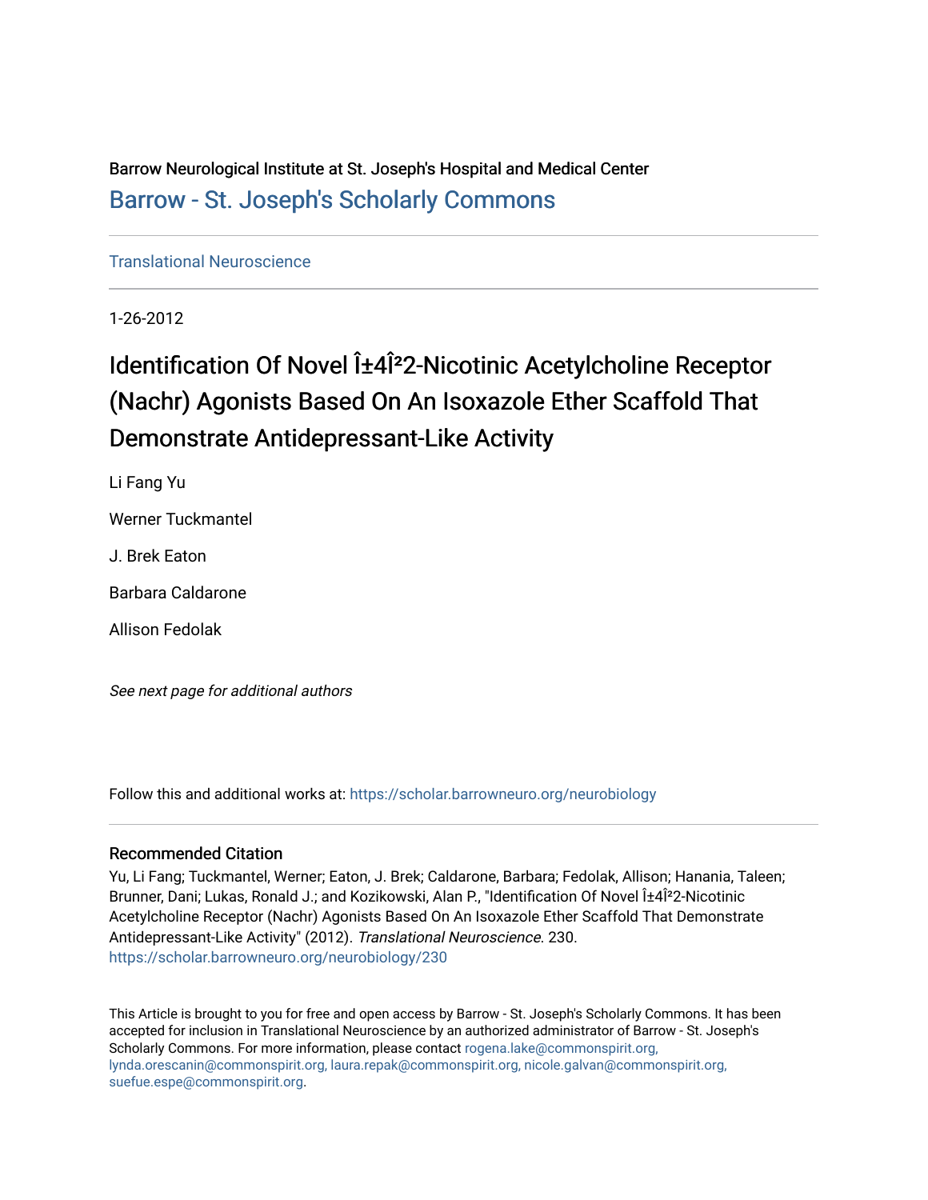Barrow Neurological Institute at St. Joseph's Hospital and Medical Center

Barrow - St. Joseph's Scholarly Commons

Translational Neuroscience

1-26-2012

# Identification Of Novel Î±4Î²2-Nicotinic Acetylcholine Receptor (Nachr) Agonists Based On An Isoxazole Ether Scaffold That Demonstrate Antidepressant-Like Activity

Li Fang Yu

Werner Tuckmantel

J. Brek Eaton

Barbara Caldarone

Allison Fedolak

*See next page for additional authors*

Follow this and additional works at: https://scholar.barrowneuro.org/neurobiology

## Recommended Citation

Yu, Li Fang; Tuckmantel, Werner; Eaton, J. Brek; Caldarone, Barbara; Fedolak, Allison; Hanania, Taleen; Brunner, Dani; Lukas, Ronald J.; and Kozikowski, Alan P., "Identification Of Novel Î±4Î²2-Nicotinic Acetylcholine Receptor (Nachr) Agonists Based On An Isoxazole Ether Scaffold That Demonstrate Antidepressant-Like Activity" (2012). *Translational Neuroscience*. 230.
https://scholar.barrowneuro.org/neurobiology/230

This Article is brought to you for free and open access by Barrow - St. Joseph's Scholarly Commons. It has been accepted for inclusion in Translational Neuroscience by an authorized administrator of Barrow - St. Joseph's Scholarly Commons. For more information, please contact rogena.lake@commonspirit.org, lynda.orescanin@commonspirit.org, laura.repak@commonspirit.org, nicole.galvan@commonspirit.org, suefue.espe@commonspirit.org.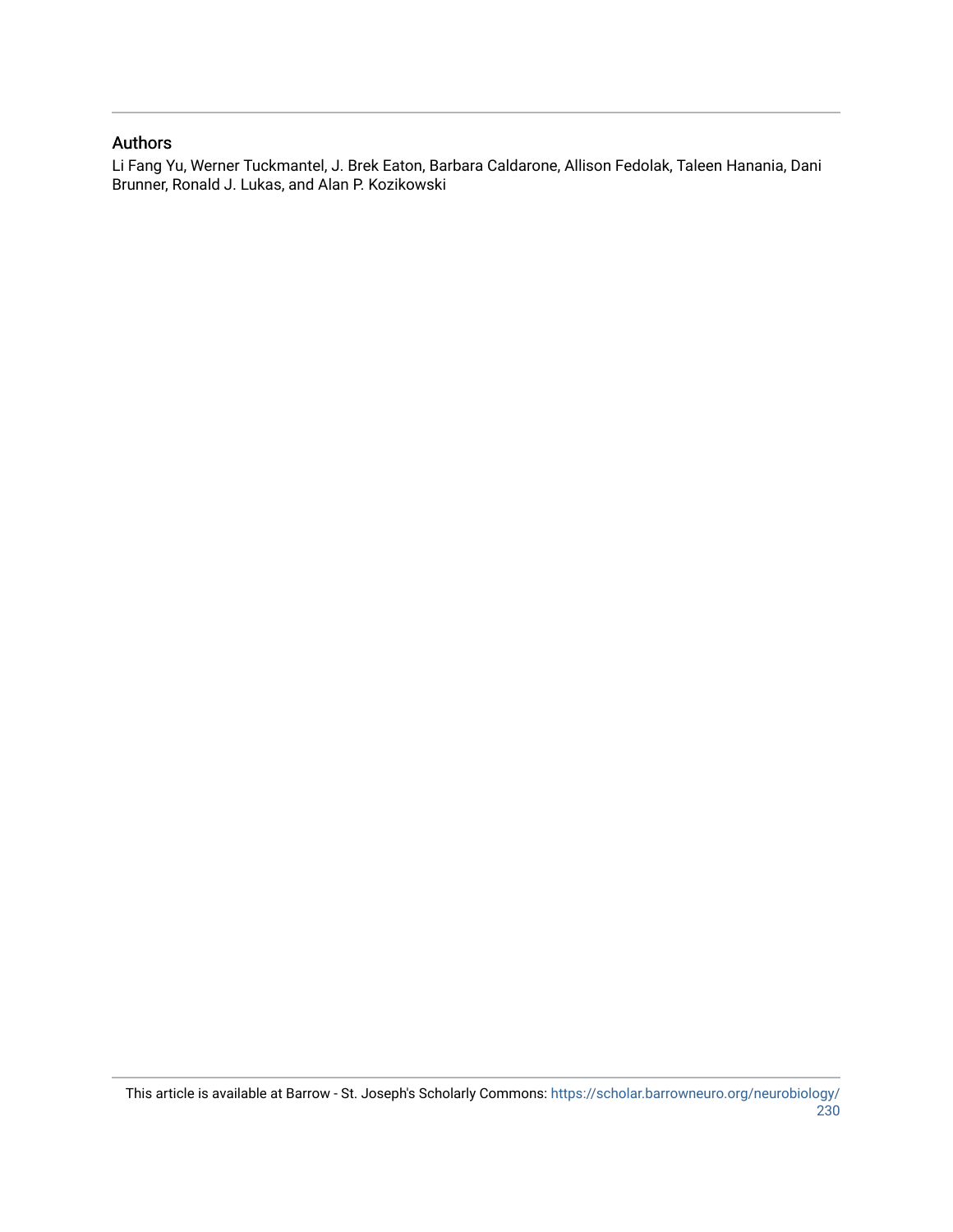## Authors

Li Fang Yu, Werner Tuckmantel, J. Brek Eaton, Barbara Caldarone, Allison Fedolak, Taleen Hanania, Dani Brunner, Ronald J. Lukas, and Alan P. Kozikowski

This article is available at Barrow - St. Joseph's Scholarly Commons: https://scholar.barrowneuro.org/neurobiology/230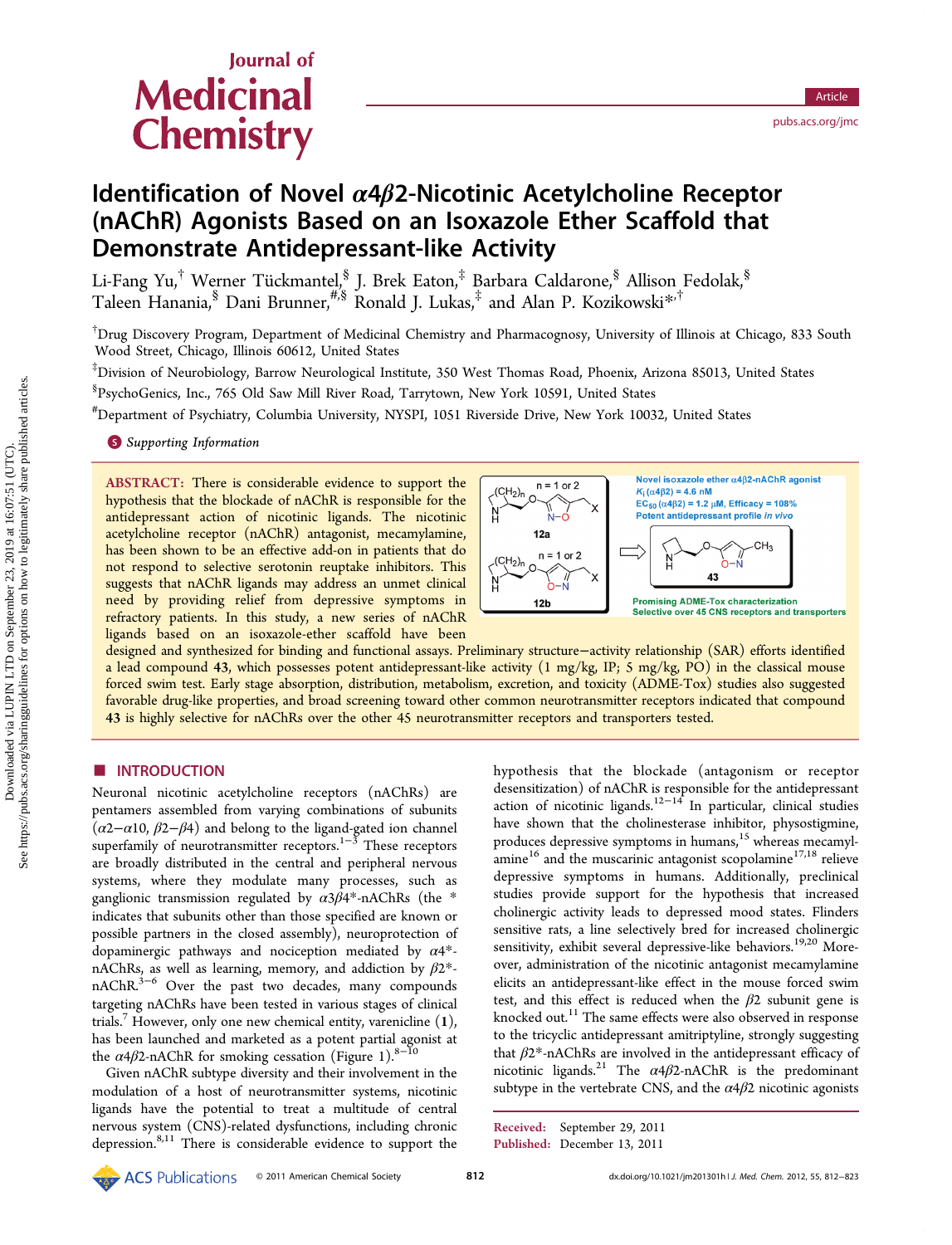# Identification of Novel $\alpha 4\beta 2$-Nicotinic Acetylcholine Receptor (nAChR) Agonists Based on an Isoxazole Ether Scaffold that Demonstrate Antidepressant-like Activity

Li-Fang Yu,[†] Werner Tückmantel,[§] J. Brek Eaton,[‡] Barbara Caldarone,[§] Allison Fedolak,[§] Taleen Hanania,[§] Dani Brunner,[#,§] Ronald J. Lukas,[‡] and Alan P. Kozikowski*[,†]

[†]Drug Discovery Program, Department of Medicinal Chemistry and Pharmacognosy, University of Illinois at Chicago, 833 South Wood Street, Chicago, Illinois 60612, United States

[‡]Division of Neurobiology, Barrow Neurological Institute, 350 West Thomas Road, Phoenix, Arizona 85013, United States

[§]PsychoGenics, Inc., 765 Old Saw Mill River Road, Tarrytown, New York 10591, United States

[#]Department of Psychiatry, Columbia University, NYSPI, 1051 Riverside Drive, New York 10032, United States

Supporting Information

**ABSTRACT:** There is considerable evidence to support the hypothesis that the blockade of nAChR is responsible for the antidepressant action of nicotinic ligands. The nicotinic acetylcholine receptor (nAChR) antagonist, mecamylamine, has been shown to be an effective add-on in patients that do not respond to selective serotonin reuptake inhibitors. This suggests that nAChR ligands may address an unmet clinical need by providing relief from depressive symptoms in refractory patients. In this study, a new series of nAChR ligands based on an isoxazole-ether scaffold have been designed and synthesized for binding and functional assays. Preliminary structure−activity relationship (SAR) efforts identified a lead compound **43**, which possesses potent antidepressant-like activity (1 mg/kg, IP; 5 mg/kg, PO) in the classical mouse forced swim test. Early stage absorption, distribution, metabolism, excretion, and toxicity (ADME-Tox) studies also suggested favorable drug-like properties, and broad screening toward other common neurotransmitter receptors indicated that compound **43** is highly selective for nAChRs over the other 45 neurotransmitter receptors and transporters tested.

n = 1 or 2 — **12a**; n = 1 or 2 — **12b** ⇨ **43**

Novel isoxazole ether $\alpha 4\beta 2$-nAChR agonist
$K_i$ ($\alpha 4\beta 2$) = 4.6 nM
$EC_{50}$ ($\alpha 4\beta 2$) = 1.2 $\mu$M, Efficacy = 108%
Potent antidepressant profile *in vivo*

Promising ADME-Tox characterization
Selective over 45 CNS receptors and transporters

## INTRODUCTION

Neuronal nicotinic acetylcholine receptors (nAChRs) are pentamers assembled from varying combinations of subunits ($\alpha$2−$\alpha$10, $\beta$2−$\beta$4) and belong to the ligand-gated ion channel superfamily of neurotransmitter receptors.[1−3] These receptors are broadly distributed in the central and peripheral nervous systems, where they modulate many processes, such as ganglionic transmission regulated by $\alpha 3\beta 4$*-nAChRs (the * indicates that subunits other than those specified are known or possible partners in the closed assembly), neuroprotection of dopaminergic pathways and nociception mediated by $\alpha 4$*-nAChRs, as well as learning, memory, and addiction by $\beta 2$*-nAChR.[3−6] Over the past two decades, many compounds targeting nAChRs have been tested in various stages of clinical trials.[7] However, only one new chemical entity, varenicline (**1**), has been launched and marketed as a potent partial agonist at the $\alpha 4\beta 2$-nAChR for smoking cessation (Figure 1).[8−10]

Given nAChR subtype diversity and their involvement in the modulation of a host of neurotransmitter systems, nicotinic ligands have the potential to treat a multitude of central nervous system (CNS)-related dysfunctions, including chronic depression.[8,11] There is considerable evidence to support the hypothesis that the blockade (antagonism or receptor desensitization) of nAChR is responsible for the antidepressant action of nicotinic ligands.[12−14] In particular, clinical studies have shown that the cholinesterase inhibitor, physostigmine, produces depressive symptoms in humans,[15] whereas mecamylamine[16] and the muscarinic antagonist scopolamine[17,18] relieve depressive symptoms in humans. Additionally, preclinical studies provide support for the hypothesis that increased cholinergic activity leads to depressed mood states. Flinders sensitive rats, a line selectively bred for increased cholinergic sensitivity, exhibit several depressive-like behaviors.[19,20] Moreover, administration of the nicotinic antagonist mecamylamine elicits an antidepressant-like effect in the mouse forced swim test, and this effect is reduced when the $\beta 2$ subunit gene is knocked out.[11] The same effects were also observed in response to the tricyclic antidepressant amitriptyline, strongly suggesting that $\beta 2$*-nAChRs are involved in the antidepressant efficacy of nicotinic ligands.[21] The $\alpha 4\beta 2$-nAChR is the predominant subtype in the vertebrate CNS, and the $\alpha 4\beta 2$ nicotinic agonists

Received: September 29, 2011
Published: December 13, 2011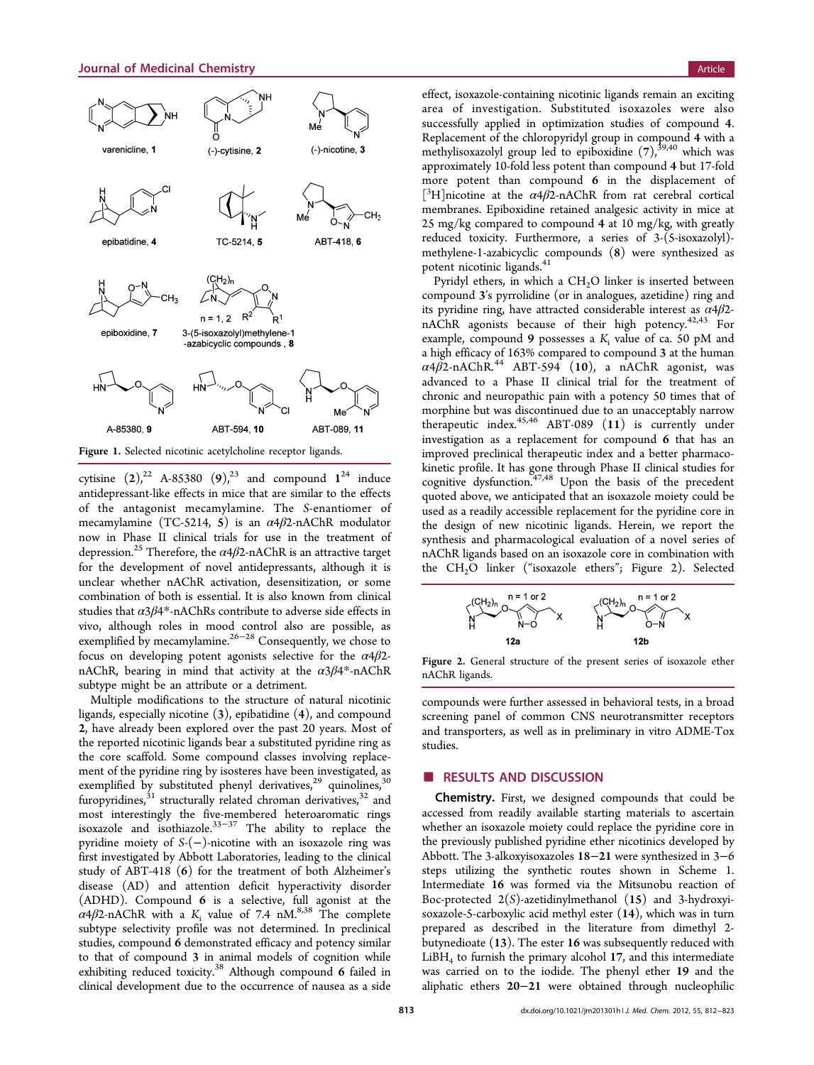Figure 1. Selected nicotinic acetylcholine receptor ligands.

cytisine (2),[22] A-85380 (9),[23] and compound 1[24] induce antidepressant-like effects in mice that are similar to the effects of the antagonist mecamylamine. The *S*-enantiomer of mecamylamine (TC-5214, 5) is an $\alpha4\beta2$-nAChR modulator now in Phase II clinical trials for use in the treatment of depression.[25] Therefore, the $\alpha4\beta2$-nAChR is an attractive target for the development of novel antidepressants, although it is unclear whether nAChR activation, desensitization, or some combination of both is essential. It is also known from clinical studies that $\alpha3\beta4$*-nAChRs contribute to adverse side effects in vivo, although roles in mood control also are possible, as exemplified by mecamylamine.[26−28] Consequently, we chose to focus on developing potent agonists selective for the $\alpha4\beta2$-nAChR, bearing in mind that activity at the $\alpha3\beta4$*-nAChR subtype might be an attribute or a detriment.

Multiple modifications to the structure of natural nicotinic ligands, especially nicotine (3), epibatidine (4), and compound 2, have already been explored over the past 20 years. Most of the reported nicotinic ligands bear a substituted pyridine ring as the core scaffold. Some compound classes involving replacement of the pyridine ring by isosteres have been investigated, as exemplified by substituted phenyl derivatives,[29] quinolines,[30] furopyridines,[31] structurally related chroman derivatives,[32] and most interestingly the five-membered heteroaromatic rings isoxazole and isothiazole.[33−37] The ability to replace the pyridine moiety of *S*-(−)-nicotine with an isoxazole ring was first investigated by Abbott Laboratories, leading to the clinical study of ABT-418 (6) for the treatment of both Alzheimer's disease (AD) and attention deficit hyperactivity disorder (ADHD). Compound 6 is a selective, full agonist at the $\alpha4\beta2$-nAChR with a $K_i$ value of 7.4 nM.[8,38] The complete subtype selectivity profile was not determined. In preclinical studies, compound 6 demonstrated efficacy and potency similar to that of compound 3 in animal models of cognition while exhibiting reduced toxicity.[38] Although compound 6 failed in clinical development due to the occurrence of nausea as a side effect, isoxazole-containing nicotinic ligands remain an exciting area of investigation. Substituted isoxazoles were also successfully applied in optimization studies of compound 4. Replacement of the chloropyridyl group in compound 4 with a methylisoxazolyl group led to epiboxidine (7),[39,40] which was approximately 10-fold less potent than compound 4 but 17-fold more potent than compound 6 in the displacement of [$^3$H]nicotine at the $\alpha4\beta2$-nAChR from rat cerebral cortical membranes. Epiboxidine retained analgesic activity in mice at 25 mg/kg compared to compound 4 at 10 mg/kg, with greatly reduced toxicity. Furthermore, a series of 3-(5-isoxazolyl)-methylene-1-azabicyclic compounds (8) were synthesized as potent nicotinic ligands.[41]

Pyridyl ethers, in which a $CH_2O$ linker is inserted between compound 3's pyrrolidine (or in analogues, azetidine) ring and its pyridine ring, have attracted considerable interest as $\alpha4\beta2$-nAChR agonists because of their high potency.[42,43] For example, compound 9 possesses a $K_i$ value of ca. 50 pM and a high efficacy of 163% compared to compound 3 at the human $\alpha4\beta2$-nAChR.[44] ABT-594 (10), a nAChR agonist, was advanced to a Phase II clinical trial for the treatment of chronic and neuropathic pain with a potency 50 times that of morphine but was discontinued due to an unacceptably narrow therapeutic index.[45,46] ABT-089 (11) is currently under investigation as a replacement for compound 6 that has an improved preclinical therapeutic index and a better pharmacokinetic profile. It has gone through Phase II clinical studies for cognitive dysfunction.[47,48] Upon the basis of the precedent quoted above, we anticipated that an isoxazole moiety could be used as a readily accessible replacement for the pyridine core in the design of new nicotinic ligands. Herein, we report the synthesis and pharmacological evaluation of a novel series of nAChR ligands based on an isoxazole core in combination with the $CH_2O$ linker ("isoxazole ethers"; Figure 2). Selected compounds were further assessed in behavioral tests, in a broad screening panel of common CNS neurotransmitter receptors and transporters, as well as in preliminary in vitro ADME-Tox studies.

Figure 2. General structure of the present series of isoxazole ether nAChR ligands.

## RESULTS AND DISCUSSION

**Chemistry.** First, we designed compounds that could be accessed from readily available starting materials to ascertain whether an isoxazole moiety could replace the pyridine core in the previously published pyridine ether nicotinics developed by Abbott. The 3-alkoxyisoxazoles 18−21 were synthesized in 3−6 steps utilizing the synthetic routes shown in Scheme 1. Intermediate 16 was formed via the Mitsunobu reaction of Boc-protected 2(*S*)-azetidinylmethanol (15) and 3-hydroxyisoxazole-5-carboxylic acid methyl ester (14), which was in turn prepared as described in the literature from dimethyl 2-butynedioate (13). The ester 16 was subsequently reduced with $LiBH_4$ to furnish the primary alcohol 17, and this intermediate was carried on to the iodide. The phenyl ether 19 and the aliphatic ethers 20−21 were obtained through nucleophilic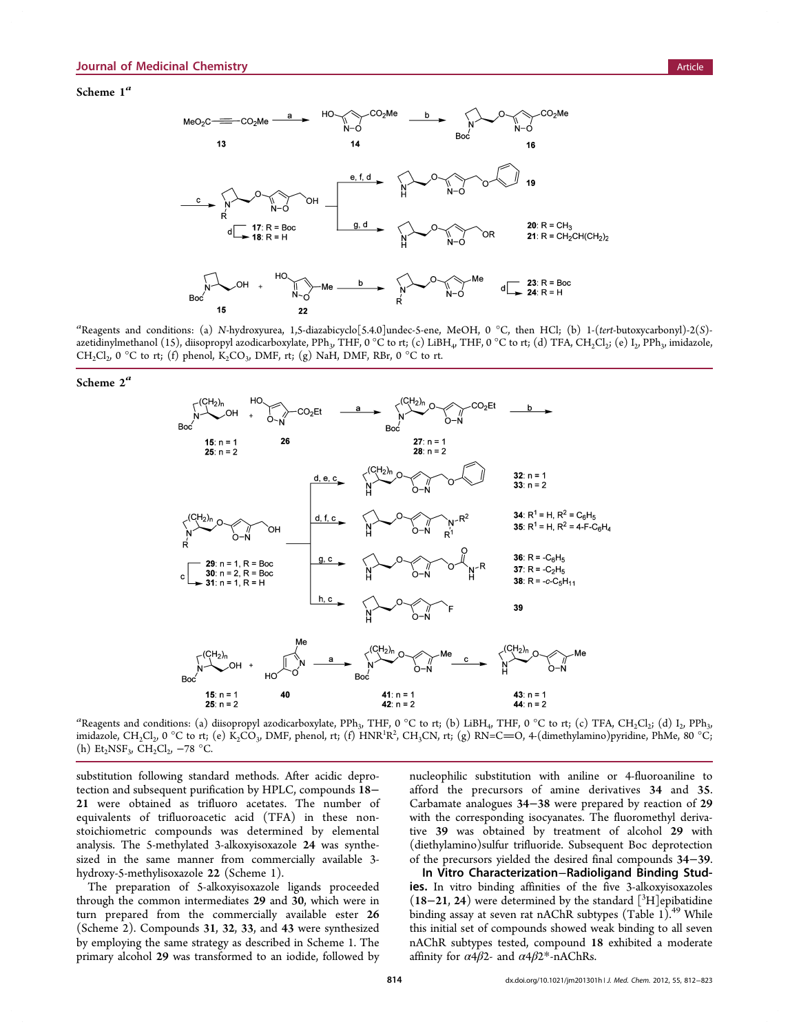Scheme 1[a]

[a]Reagents and conditions: (a) *N*-hydroxyurea, 1,5-diazabicyclo[5.4.0]undec-5-ene, MeOH, 0 °C, then HCl; (b) 1-(*tert*-butoxycarbonyl)-2(*S*)-azetidinylmethanol (15), diisopropyl azodicarboxylate, $PPh_3$, THF, 0 °C to rt; (c) $LiBH_4$, THF, 0 °C to rt; (d) TFA, $CH_2Cl_2$; (e) $I_2$, $PPh_3$, imidazole, $CH_2Cl_2$, 0 °C to rt; (f) phenol, $K_2CO_3$, DMF, rt; (g) NaH, DMF, RBr, 0 °C to rt.

Scheme 2[a]

[a]Reagents and conditions: (a) diisopropyl azodicarboxylate, $PPh_3$, THF, 0 °C to rt; (b) $LiBH_4$, THF, 0 °C to rt; (c) TFA, $CH_2Cl_2$; (d) $I_2$, $PPh_3$, imidazole, $CH_2Cl_2$, 0 °C to rt; (e) $K_2CO_3$, DMF, phenol, rt; (f) $HNR^1R^2$, $CH_3CN$, rt; (g) RN=C=O, 4-(dimethylamino)pyridine, PhMe, 80 °C; (h) $Et_2NSF_3$, $CH_2Cl_2$, −78 °C.

substitution following standard methods. After acidic deprotection and subsequent purification by HPLC, compounds **18**–**21** were obtained as trifluoro acetates. The number of equivalents of trifluoroacetic acid (TFA) in these nonstoichiometric compounds was determined by elemental analysis. The 5-methylated 3-alkoxyisoxazole **24** was synthesized in the same manner from commercially available 3-hydroxy-5-methylisoxazole **22** (Scheme 1).

The preparation of 5-alkoxyisoxazole ligands proceeded through the common intermediates **29** and **30**, which were in turn prepared from the commercially available ester **26** (Scheme 2). Compounds **31**, **32**, **33**, and **43** were synthesized by employing the same strategy as described in Scheme 1. The primary alcohol **29** was transformed to an iodide, followed by nucleophilic substitution with aniline or 4-fluoroaniline to afford the precursors of amine derivatives **34** and **35**. Carbamate analogues **34**–**38** were prepared by reaction of **29** with the corresponding isocyanates. The fluoromethyl derivative **39** was obtained by treatment of alcohol **29** with (diethylamino)sulfur trifluoride. Subsequent Boc deprotection of the precursors yielded the desired final compounds **34**–**39**.

**In Vitro Characterization–Radioligand Binding Studies.** In vitro binding affinities of the five 3-alkoxyisoxazoles (**18**–**21**, **24**) were determined by the standard [$^3$H]epibatidine binding assay at seven rat nAChR subtypes (Table 1).[49] While this initial set of compounds showed weak binding to all seven nAChR subtypes tested, compound **18** exhibited a moderate affinity for $\alpha4\beta2$- and $\alpha4\beta2^*$-nAChRs.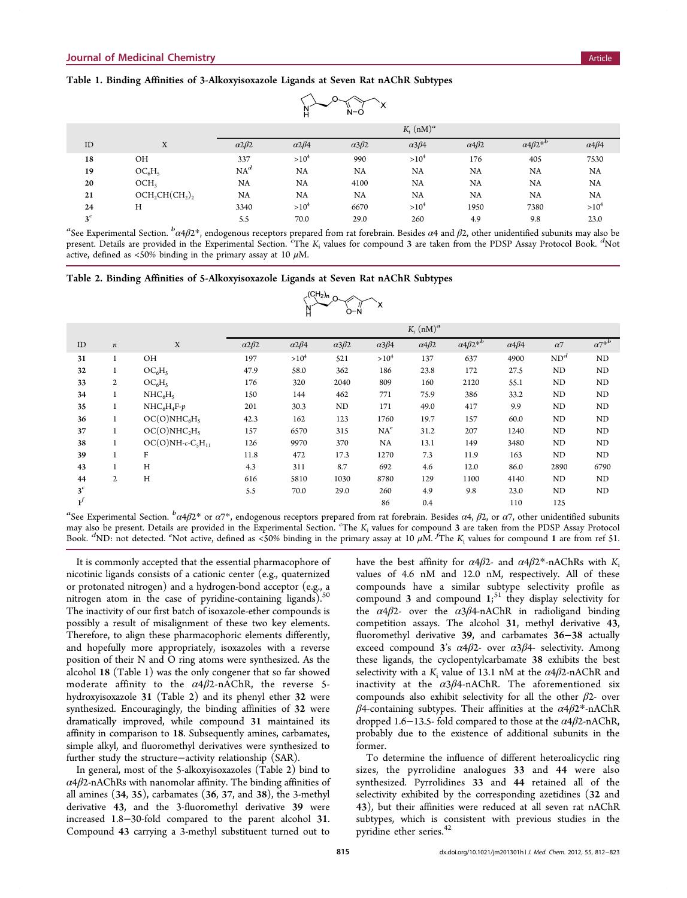**Table 1. Binding Affinities of 3-Alkoxyisoxazole Ligands at Seven Rat nAChR Subtypes**

| ID | X | $K_i$ (nM)[a] | | | | | | |
|---|---|---|---|---|---|---|---|---|
| | | $\alpha2\beta2$ | $\alpha2\beta4$ | $\alpha3\beta2$ | $\alpha3\beta4$ | $\alpha4\beta2$ | $\alpha4\beta2^{*b}$ | $\alpha4\beta4$ |
| **18** | OH | 337 | $>10^4$ | 990 | $>10^4$ | 176 | 405 | 7530 |
| **19** | $OC_6H_5$ | NA[d] | NA | NA | NA | NA | NA | NA |
| **20** | $OCH_3$ | NA | NA | 4100 | NA | NA | NA | NA |
| **21** | $OCH_2CH(CH_2)_2$ | NA | NA | NA | NA | NA | NA | NA |
| **24** | H | 3340 | $>10^4$ | 6670 | $>10^4$ | 1950 | 7380 | $>10^4$ |
| **3**[c] | | 5.5 | 70.0 | 29.0 | 260 | 4.9 | 9.8 | 23.0 |

[a]See Experimental Section. [b]$\alpha4\beta2^*$, endogenous receptors prepared from rat forebrain. Besides $\alpha4$ and $\beta2$, other unidentified subunits may also be present. Details are provided in the Experimental Section. [c]The $K_i$ values for compound **3** are taken from the PDSP Assay Protocol Book. [d]Not active, defined as <50% binding in the primary assay at 10 $\mu$M.

**Table 2. Binding Affinities of 5-Alkoxyisoxazole Ligands at Seven Rat nAChR Subtypes**

| ID | n | X | $K_i$ (nM)[a] | | | | | | | | |
|---|---|---|---|---|---|---|---|---|---|---|---|
| | | | $\alpha2\beta2$ | $\alpha2\beta4$ | $\alpha3\beta2$ | $\alpha3\beta4$ | $\alpha4\beta2$ | $\alpha4\beta2^{*b}$ | $\alpha4\beta4$ | $\alpha7$ | $\alpha7^{*b}$ |
| **31** | 1 | OH | 197 | $>10^4$ | 521 | $>10^4$ | 137 | 637 | 4900 | ND[d] | ND |
| **32** | 1 | $OC_6H_5$ | 47.9 | 58.0 | 362 | 186 | 23.8 | 172 | 27.5 | ND | ND |
| **33** | 2 | $OC_6H_5$ | 176 | 320 | 2040 | 809 | 160 | 2120 | 55.1 | ND | ND |
| **34** | 1 | $NHC_6H_5$ | 150 | 144 | 462 | 771 | 75.9 | 386 | 33.2 | ND | ND |
| **35** | 1 | $NHC_6H_4F$-*p* | 201 | 30.3 | ND | 171 | 49.0 | 417 | 9.9 | ND | ND |
| **36** | 1 | $OC(O)NHC_6H_5$ | 42.3 | 162 | 123 | 1760 | 19.7 | 157 | 60.0 | ND | ND |
| **37** | 1 | $OC(O)NHC_2H_5$ | 157 | 6570 | 315 | NA[e] | 31.2 | 207 | 1240 | ND | ND |
| **38** | 1 | $OC(O)NH$-*c*-$C_5H_{11}$ | 126 | 9970 | 370 | NA | 13.1 | 149 | 3480 | ND | ND |
| **39** | 1 | F | 11.8 | 472 | 17.3 | 1270 | 7.3 | 11.9 | 163 | ND | ND |
| **43** | 1 | H | 4.3 | 311 | 8.7 | 692 | 4.6 | 12.0 | 86.0 | 2890 | 6790 |
| **44** | 2 | H | 616 | 5810 | 1030 | 8780 | 129 | 1100 | 4140 | ND | ND |
| **3**[c] | | | 5.5 | 70.0 | 29.0 | 260 | 4.9 | 9.8 | 23.0 | ND | ND |
| **1**[f] | | | | | | 86 | 0.4 | | 110 | 125 | |

[a]See Experimental Section. [b]$\alpha4\beta2^*$ or $\alpha7^*$, endogenous receptors prepared from rat forebrain. Besides $\alpha4$, $\beta2$, or $\alpha7$, other unidentified subunits may also be present. Details are provided in the Experimental Section. [c]The $K_i$ values for compound **3** are taken from the PDSP Assay Protocol Book. [d]ND: not detected. [e]Not active, defined as <50% binding in the primary assay at 10 $\mu$M. [f]The $K_i$ values for compound **1** are from ref 51.

It is commonly accepted that the essential pharmacophore of nicotinic ligands consists of a cationic center (e.g., quaternized or protonated nitrogen) and a hydrogen-bond acceptor (e.g., a nitrogen atom in the case of pyridine-containing ligands).[50] The inactivity of our first batch of isoxazole-ether compounds is possibly a result of misalignment of these two key elements. Therefore, to align these pharmacophoric elements differently, and hopefully more appropriately, isoxazoles with a reverse position of their N and O ring atoms were synthesized. As the alcohol **18** (Table 1) was the only congener that so far showed moderate affinity to the $\alpha4\beta2$-nAChR, the reverse 5-hydroxyisoxazole **31** (Table 2) and its phenyl ether **32** were synthesized. Encouragingly, the binding affinities of **32** were dramatically improved, while compound **31** maintained its affinity in comparison to **18**. Subsequently amines, carbamates, simple alkyl, and fluoromethyl derivatives were synthesized to further study the structure−activity relationship (SAR).

In general, most of the 5-alkoxyisoxazoles (Table 2) bind to $\alpha4\beta2$-nAChRs with nanomolar affinity. The binding affinities of all amines (**34**, **35**), carbamates (**36**, **37**, and **38**), the 3-methyl derivative **43**, and the 3-fluoromethyl derivative **39** were increased 1.8−30-fold compared to the parent alcohol **31**. Compound **43** carrying a 3-methyl substituent turned out to have the best affinity for $\alpha4\beta2$- and $\alpha4\beta2^*$-nAChRs with $K_i$ values of 4.6 nM and 12.0 nM, respectively. All of these compounds have a similar subtype selectivity profile as compound **3** and compound **1**;[51] they display selectivity for the $\alpha4\beta2$- over the $\alpha3\beta4$-nAChR in radioligand binding competition assays. The alcohol **31**, methyl derivative **43**, fluoromethyl derivative **39**, and carbamates **36**−**38** actually exceed compound **3**'s $\alpha4\beta2$- over $\alpha3\beta4$- selectivity. Among these ligands, the cyclopentylcarbamate **38** exhibits the best selectivity with a $K_i$ value of 13.1 nM at the $\alpha4\beta2$-nAChR and inactivity at the $\alpha3\beta4$-nAChR. The aforementioned six compounds also exhibit selectivity for all the other $\beta2$- over $\beta4$-containing subtypes. Their affinities at the $\alpha4\beta2^*$-nAChR dropped 1.6−13.5- fold compared to those at the $\alpha4\beta2$-nAChR, probably due to the existence of additional subunits in the former.

To determine the influence of different heteroalicyclic ring sizes, the pyrrolidine analogues **33** and **44** were also synthesized. Pyrrolidines **33** and **44** retained all of the selectivity exhibited by the corresponding azetidines (**32** and **43**), but their affinities were reduced at all seven rat nAChR subtypes, which is consistent with previous studies in the pyridine ether series.[42]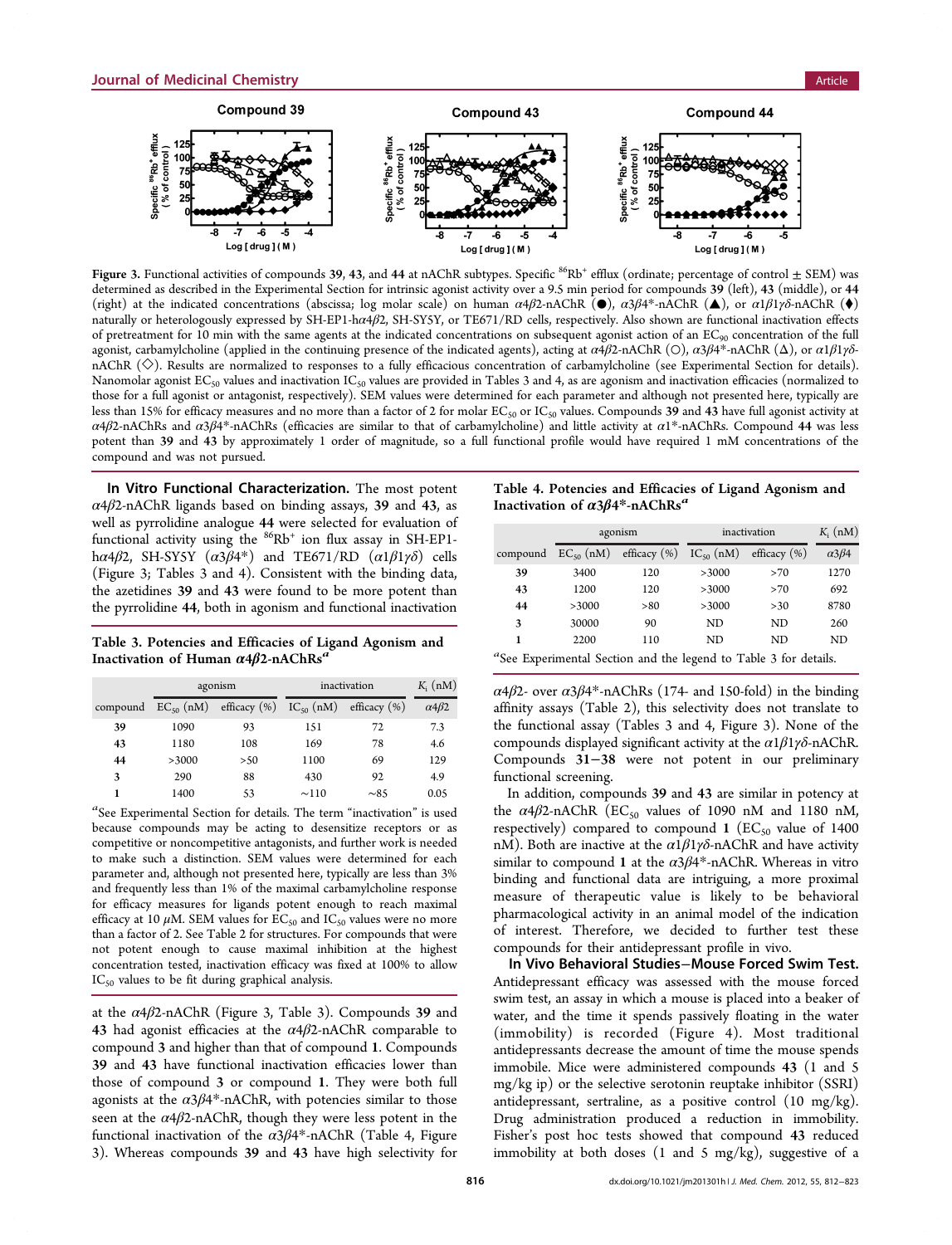Figure 3. Functional activities of compounds **39**, **43**, and **44** at nAChR subtypes. Specific $^{86}Rb^+$ efflux (ordinate; percentage of control ± SEM) was determined as described in the Experimental Section for intrinsic agonist activity over a 9.5 min period for compounds **39** (left), **43** (middle), or **44** (right) at the indicated concentrations (abscissa; log molar scale) on human α4β2-nAChR (●), α3β4*-nAChR (▲), or α1β1γδ-nAChR (◆) naturally or heterologously expressed by SH-EP1-hα4β2, SH-SY5Y, or TE671/RD cells, respectively. Also shown are functional inactivation effects of pretreatment for 10 min with the same agents at the indicated concentrations on subsequent agonist action of an $EC_{90}$ concentration of the full agonist, carbamylcholine (applied in the continuing presence of the indicated agents), acting at α4β2-nAChR (○), α3β4*-nAChR (△), or α1β1γδ-nAChR (◇). Results are normalized to responses to a fully efficacious concentration of carbamylcholine (see Experimental Section for details). Nanomolar agonist $EC_{50}$ values and inactivation $IC_{50}$ values are provided in Tables 3 and 4, as are agonism and inactivation efficacies (normalized to those for a full agonist or antagonist, respectively). SEM values were determined for each parameter and although not presented here, typically are less than 15% for efficacy measures and no more than a factor of 2 for molar $EC_{50}$ or $IC_{50}$ values. Compounds **39** and **43** have full agonist activity at α4β2-nAChRs and α3β4*-nAChRs (efficacies are similar to that of carbamylcholine) and little activity at α1*-nAChRs. Compound **44** was less potent than **39** and **43** by approximately 1 order of magnitude, so a full functional profile would have required 1 mM concentrations of the compound and was not pursued.

**In Vitro Functional Characterization.** The most potent α4β2-nAChR ligands based on binding assays, **39** and **43**, as well as pyrrolidine analogue **44** were selected for evaluation of functional activity using the $^{86}Rb^+$ ion flux assay in SH-EP1-hα4β2, SH-SY5Y (α3β4*) and TE671/RD (α1β1γδ) cells (Figure 3; Tables 3 and 4). Consistent with the binding data, the azetidines **39** and **43** were found to be more potent than the pyrrolidine **44**, both in agonism and functional inactivation at the α4β2-nAChR (Figure 3, Table 3). Compounds **39** and **43** had agonist efficacies at the α4β2-nAChR comparable to compound **3** and higher than that of compound **1**. Compounds **39** and **43** have functional inactivation efficacies lower than those of compound **3** or compound **1**. They were both full agonists at the α3β4*-nAChR, with potencies similar to those seen at the α4β2-nAChR, though they were less potent in the functional inactivation of the α3β4*-nAChR (Table 4, Figure 3). Whereas compounds **39** and **43** have high selectivity for α4β2- over α3β4*-nAChRs (174- and 150-fold) in the binding affinity assays (Table 2), this selectivity does not translate to the functional assay (Tables 3 and 4, Figure 3). None of the compounds displayed significant activity at the α1β1γδ-nAChR. Compounds **31**−**38** were not potent in our preliminary functional screening.

Table 3. Potencies and Efficacies of Ligand Agonism and Inactivation of Human α4β2-nAChRs[a]

| | agonism | | inactivation | | $K_i$ (nM) |
|---|---|---|---|---|---|
| compound | $EC_{50}$ (nM) | efficacy (%) | $IC_{50}$ (nM) | efficacy (%) | α4β2 |
| **39** | 1090 | 93 | 151 | 72 | 7.3 |
| **43** | 1180 | 108 | 169 | 78 | 4.6 |
| **44** | >3000 | >50 | 1100 | 69 | 129 |
| **3** | 290 | 88 | 430 | 92 | 4.9 |
| **1** | 1400 | 53 | ~110 | ~85 | 0.05 |

[a]See Experimental Section for details. The term "inactivation" is used because compounds may be acting to desensitize receptors or as competitive or noncompetitive antagonists, and further work is needed to make such a distinction. SEM values were determined for each parameter and, although not presented here, typically are less than 3% and frequently less than 1% of the maximal carbamylcholine response for efficacy measures for ligands potent enough to reach maximal efficacy at 10 μM. SEM values for $EC_{50}$ and $IC_{50}$ values were no more than a factor of 2. See Table 2 for structures. For compounds that were not potent enough to cause maximal inhibition at the highest concentration tested, inactivation efficacy was fixed at 100% to allow $IC_{50}$ values to be fit during graphical analysis.

Table 4. Potencies and Efficacies of Ligand Agonism and Inactivation of α3β4*-nAChRs[a]

| | agonism | | inactivation | | $K_i$ (nM) |
|---|---|---|---|---|---|
| compound | $EC_{50}$ (nM) | efficacy (%) | $IC_{50}$ (nM) | efficacy (%) | α3β4 |
| **39** | 3400 | 120 | >3000 | >70 | 1270 |
| **43** | 1200 | 120 | >3000 | >70 | 692 |
| **44** | >3000 | >80 | >3000 | >30 | 8780 |
| **3** | 30000 | 90 | ND | ND | 260 |
| **1** | 2200 | 110 | ND | ND | ND |

[a]See Experimental Section and the legend to Table 3 for details.

In addition, compounds **39** and **43** are similar in potency at the α4β2-nAChR ($EC_{50}$ values of 1090 nM and 1180 nM, respectively) compared to compound **1** ($EC_{50}$ value of 1400 nM). Both are inactive at the α1β1γδ-nAChR and have activity similar to compound **1** at the α3β4*-nAChR. Whereas in vitro binding and functional data are intriguing, a more proximal measure of therapeutic value is likely to be behavioral pharmacological activity in an animal model of the indication of interest. Therefore, we decided to further test these compounds for their antidepressant profile in vivo.

**In Vivo Behavioral Studies−Mouse Forced Swim Test.** Antidepressant efficacy was assessed with the mouse forced swim test, an assay in which a mouse is placed into a beaker of water, and the time it spends passively floating in the water (immobility) is recorded (Figure 4). Most traditional antidepressants decrease the amount of time the mouse spends immobile. Mice were administered compounds **43** (1 and 5 mg/kg ip) or the selective serotonin reuptake inhibitor (SSRI) antidepressant, sertraline, as a positive control (10 mg/kg). Drug administration produced a reduction in immobility. Fisher's post hoc tests showed that compound **43** reduced immobility at both doses (1 and 5 mg/kg), suggestive of a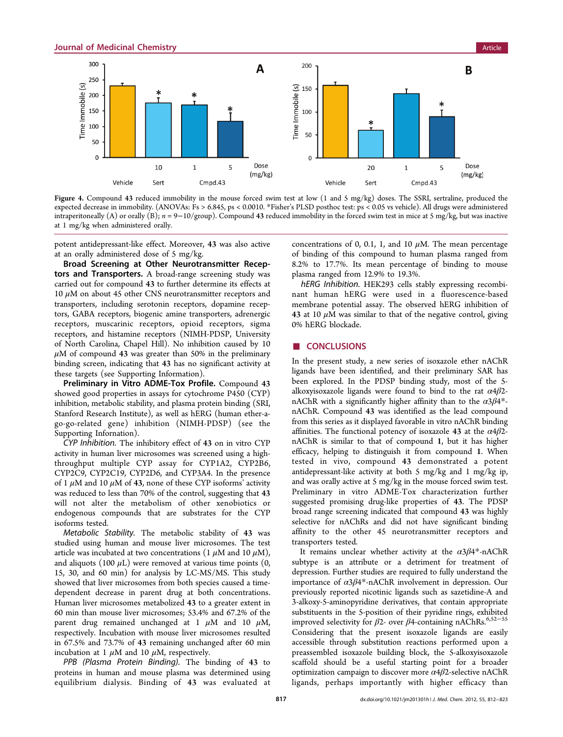Figure 4. Compound **43** reduced immobility in the mouse forced swim test at low (1 and 5 mg/kg) doses. The SSRI, sertraline, produced the expected decrease in immobility. (ANOVAs: Fs > 6.845, ps < 0.0010. *Fisher's PLSD posthoc test: ps < 0.05 vs vehicle). All drugs were administered intraperitoneally (A) or orally (B); $n = 9-10$/group). Compound **43** reduced immobility in the forced swim test in mice at 5 mg/kg, but was inactive at 1 mg/kg when administered orally.

potent antidepressant-like effect. Moreover, **43** was also active at an orally administered dose of 5 mg/kg.

**Broad Screening at Other Neurotransmitter Receptors and Transporters.** A broad-range screening study was carried out for compound **43** to further determine its effects at 10 $\mu$M on about 45 other CNS neurotransmitter receptors and transporters, including serotonin receptors, dopamine receptors, GABA receptors, biogenic amine transporters, adrenergic receptors, muscarinic receptors, opioid receptors, sigma receptors, and histamine receptors (NIMH-PDSP, University of North Carolina, Chapel Hill). No inhibition caused by 10 $\mu$M of compound **43** was greater than 50% in the preliminary binding screen, indicating that **43** has no significant activity at these targets (see Supporting Information).

**Preliminary in Vitro ADME-Tox Profile.** Compound **43** showed good properties in assays for cytochrome P450 (CYP) inhibition, metabolic stability, and plasma protein binding (SRI, Stanford Research Institute), as well as hERG (human ether-a-go-go-related gene) inhibition (NIMH-PDSP) (see the Supporting Infornation).

*CYP Inhibition.* The inhibitory effect of **43** on in vitro CYP activity in human liver microsomes was screened using a high-throughput multiple CYP assay for CYP1A2, CYP2B6, CYP2C9, CYP2C19, CYP2D6, and CYP3A4. In the presence of 1 $\mu$M and 10 $\mu$M of **43**, none of these CYP isoforms' activity was reduced to less than 70% of the control, suggesting that **43** will not alter the metabolism of other xenobiotics or endogenous compounds that are substrates for the CYP isoforms tested.

*Metabolic Stability.* The metabolic stability of **43** was studied using human and mouse liver microsomes. The test article was incubated at two concentrations (1 $\mu$M and 10 $\mu$M), and aliquots (100 $\mu$L) were removed at various time points (0, 15, 30, and 60 min) for analysis by LC-MS/MS. This study showed that liver microsomes from both species caused a time-dependent decrease in parent drug at both concentrations. Human liver microsomes metabolized **43** to a greater extent in 60 min than mouse liver microsomes; 53.4% and 67.2% of the parent drug remained unchanged at 1 $\mu$M and 10 $\mu$M, respectively. Incubation with mouse liver microsomes resulted in 67.5% and 73.7% of **43** remaining unchanged after 60 min incubation at 1 $\mu$M and 10 $\mu$M, respectively.

*PPB (Plasma Protein Binding).* The binding of **43** to proteins in human and mouse plasma was determined using equilibrium dialysis. Binding of **43** was evaluated at concentrations of 0, 0.1, 1, and 10 $\mu$M. The mean percentage of binding of this compound to human plasma ranged from 8.2% to 17.7%. Its mean percentage of binding to mouse plasma ranged from 12.9% to 19.3%.

*hERG Inhibition.* HEK293 cells stably expressing recombinant human hERG were used in a fluorescence-based membrane potential assay. The observed hERG inhibition of **43** at 10 $\mu$M was similar to that of the negative control, giving 0% hERG blockade.

## ■ CONCLUSIONS

In the present study, a new series of isoxazole ether nAChR ligands have been identified, and their preliminary SAR has been explored. In the PDSP binding study, most of the 5-alkoxyisoxazole ligands were found to bind to the rat $\alpha4\beta2$-nAChR with a significantly higher affinity than to the $\alpha3\beta4$*-nAChR. Compound **43** was identified as the lead compound from this series as it displayed favorable in vitro nAChR binding affinities. The functional potency of isoxazole **43** at the $\alpha4\beta2$-nAChR is similar to that of compound **1**, but it has higher efficacy, helping to distinguish it from compound **1**. When tested in vivo, compound **43** demonstrated a potent antidepressant-like activity at both 5 mg/kg and 1 mg/kg ip, and was orally active at 5 mg/kg in the mouse forced swim test. Preliminary in vitro ADME-Tox characterization further suggested promising drug-like properties of **43**. The PDSP broad range screening indicated that compound **43** was highly selective for nAChRs and did not have significant binding affinity to the other 45 neurotransmitter receptors and transporters tested.

It remains unclear whether activity at the $\alpha3\beta4$*-nAChR subtype is an attribute or a detriment for treatment of depression. Further studies are required to fully understand the importance of $\alpha3\beta4$*-nAChR involvement in depression. Our previously reported nicotinic ligands such as sazetidine-A and 3-alkoxy-5-aminopyridine derivatives, that contain appropriate substituents in the 5-position of their pyridine rings, exhibited improved selectivity for $\beta2$- over $\beta4$-containing nAChRs.[6,52−55] Considering that the present isoxazole ligands are easily accessible through substitution reactions performed upon a preassembled isoxazole building block, the 5-alkoxyisoxazole scaffold should be a useful starting point for a broader optimization campaign to discover more $\alpha4\beta2$-selective nAChR ligands, perhaps importantly with higher efficacy than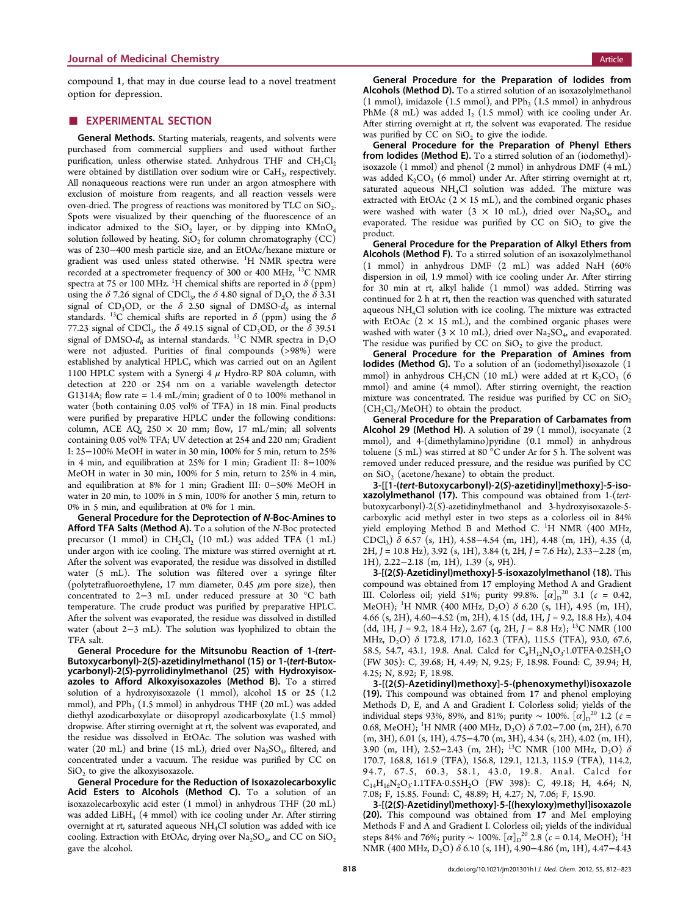compound **1**, that may in due course lead to a novel treatment option for depression.

## ■ EXPERIMENTAL SECTION

**General Methods.** Starting materials, reagents, and solvents were purchased from commercial suppliers and used without further purification, unless otherwise stated. Anhydrous THF and $CH_2Cl_2$ were obtained by distillation over sodium wire or $CaH_2$, respectively. All nonaqueous reactions were run under an argon atmosphere with exclusion of moisture from reagents, and all reaction vessels were oven-dried. The progress of reactions was monitored by TLC on $SiO_2$. Spots were visualized by their quenching of the fluorescence of an indicator admixed to the $SiO_2$ layer, or by dipping into $KMnO_4$ solution followed by heating. $SiO_2$ for column chromatography (CC) was of 230−400 mesh particle size, and an EtOAc/hexane mixture or gradient was used unless stated otherwise. $^1H$ NMR spectra were recorded at a spectrometer frequency of 300 or 400 MHz, $^{13}C$ NMR spectra at 75 or 100 MHz. $^1H$ chemical shifts are reported in δ (ppm) using the δ 7.26 signal of $CDCl_3$, the δ 4.80 signal of $D_2O$, the δ 3.31 signal of $CD_3OD$, or the δ 2.50 signal of DMSO-$d_6$ as internal standards. $^{13}C$ chemical shifts are reported in δ (ppm) using the δ 77.23 signal of $CDCl_3$, the δ 49.15 signal of $CD_3OD$, or the δ 39.51 signal of DMSO-$d_6$ as internal standards. $^{13}C$ NMR spectra in $D_2O$ were not adjusted. Purities of final compounds (>98%) were established by analytical HPLC, which was carried out on an Agilent 1100 HPLC system with a Synergi 4 μ Hydro-RP 80A column, with detection at 220 or 254 nm on a variable wavelength detector G1314A; flow rate = 1.4 mL/min; gradient of 0 to 100% methanol in water (both containing 0.05 vol% of TFA) in 18 min. Final products were purified by preparative HPLC under the following conditions: column, ACE AQ, 250 × 20 mm; flow, 17 mL/min; all solvents containing 0.05 vol% TFA; UV detection at 254 and 220 nm; Gradient I: 25−100% MeOH in water in 30 min, 100% for 5 min, return to 25% in 4 min, and equilibration at 25% for 1 min; Gradient II: 8−100% MeOH in water in 30 min, 100% for 5 min, return to 25% in 4 min, and equilibration at 8% for 1 min; Gradient III: 0−50% MeOH in water in 20 min, to 100% in 5 min, 100% for another 5 min, return to 0% in 5 min, and equilibration at 0% for 1 min.

**General Procedure for the Deprotection of *N*-Boc-Amines to Afford TFA Salts (Method A).** To a solution of the *N*-Boc protected precursor (1 mmol) in $CH_2Cl_2$ (10 mL) was added TFA (1 mL) under argon with ice cooling. The mixture was stirred overnight at rt. After the solvent was evaporated, the residue was dissolved in distilled water (5 mL). The solution was filtered over a syringe filter (polytetrafluoroethylene, 17 mm diameter, 0.45 μm pore size), then concentrated to 2−3 mL under reduced pressure at 30 °C bath temperature. The crude product was purified by preparative HPLC. After the solvent was evaporated, the residue was dissolved in distilled water (about 2−3 mL). The solution was lyophilized to obtain the TFA salt.

**General Procedure for the Mitsunobu Reaction of 1-(*tert*-Butoxycarbonyl)-2(*S*)-azetidinylmethanol (15) or 1-(*tert*-Butoxycarbonyl)-2(*S*)-pyrrolidinylmethanol (25) with Hydroxyisoxazoles to Afford Alkoxyisoxazoles (Method B).** To a stirred solution of a hydroxyisoxazole (1 mmol), alcohol **15** or **25** (1.2 mmol), and $PPh_3$ (1.5 mmol) in anhydrous THF (20 mL) was added diethyl azodicarboxylate or diisopropyl azodicarboxylate (1.5 mmol) dropwise. After stirring overnight at rt, the solvent was evaporated, and the residue was dissolved in EtOAc. The solution was washed with water (20 mL) and brine (15 mL), dried over $Na_2SO_4$, filtered, and concentrated under a vacuum. The residue was purified by CC on $SiO_2$ to give the alkoxyisoxazole.

**General Procedure for the Reduction of Isoxazolecarboxylic Acid Esters to Alcohols (Method C).** To a solution of an isoxazolecarboxylic acid ester (1 mmol) in anhydrous THF (20 mL) was added $LiBH_4$ (4 mmol) with ice cooling under Ar. After stirring overnight at rt, saturated aqueous $NH_4Cl$ solution was added with ice cooling. Extraction with EtOAc, drying over $Na_2SO_4$, and CC on $SiO_2$ gave the alcohol.

**General Procedure for the Preparation of Iodides from Alcohols (Method D).** To a stirred solution of an isoxazolylmethanol (1 mmol), imidazole (1.5 mmol), and $PPh_3$ (1.5 mmol) in anhydrous PhMe (8 mL) was added $I_2$ (1.5 mmol) with ice cooling under Ar. After stirring overnight at rt, the solvent was evaporated. The residue was purified by CC on $SiO_2$ to give the iodide.

**General Procedure for the Preparation of Phenyl Ethers from Iodides (Method E).** To a stirred solution of an (iodomethyl)-isoxazole (1 mmol) and phenol (2 mmol) in anhydrous DMF (4 mL) was added $K_2CO_3$ (6 mmol) under Ar. After stirring overnight at rt, saturated aqueous $NH_4Cl$ solution was added. The mixture was extracted with EtOAc (2 × 15 mL), and the combined organic phases were washed with water (3 × 10 mL), dried over $Na_2SO_4$, and evaporated. The residue was purified by CC on $SiO_2$ to give the product.

**General Procedure for the Preparation of Alkyl Ethers from Alcohols (Method F).** To a stirred solution of an isoxazolylmethanol (1 mmol) in anhydrous DMF (2 mL) was added NaH (60% dispersion in oil, 1.9 mmol) with ice cooling under Ar. After stirring for 30 min at rt, alkyl halide (1 mmol) was added. Stirring was continued for 2 h at rt, then the reaction was quenched with saturated aqueous $NH_4Cl$ with ice cooling. The mixture was extracted with EtOAc (2 × 15 mL), and the combined organic phases were washed with water (3 × 10 mL), dried over $Na_2SO_4$, and evaporated. The residue was purified by CC on $SiO_2$ to give the product.

**General Procedure for the Preparation of Amines from Iodides (Method G).** To a solution of an (iodomethyl)isoxazole (1 mmol) in anhydrous $CH_3CN$ (10 mL) were added at rt $K_2CO_3$ (6 mmol) and amine (4 mmol). After stirring overnight, the reaction mixture was concentrated. The residue was purified by CC on $SiO_2$ ($CH_2Cl_2$/MeOH) to obtain the product.

**General Procedure for the Preparation of Carbamates from Alcohol 29 (Method H).** A solution of **29** (1 mmol), isocyanate (2 mmol), and 4-(dimethylamino)pyridine (0.1 mmol) in anhydrous toluene (5 mL) was stirred at 80 °C under Ar for 5 h. The solvent was removed under reduced pressure, and the residue was purified by CC on $SiO_2$ (acetone/hexane) to obtain the product.

**3-[[1-(*tert*-Butoxycarbonyl)-2(*S*)-azetidinyl]methoxy]-5-isoxazolylmethanol (17).** This compound was obtained from 1-(*tert*-butoxycarbonyl)-2(*S*)-azetidinylmethanol and 3-hydroxyisoxazole-5-carboxylic acid methyl ester in two steps as a colorless oil in 84% yield employing Method B and Method C. $^1H$ NMR (400 MHz, $CDCl_3$) δ 6.57 (s, 1H), 4.58−4.54 (m, 1H), 4.48 (m, 1H), 4.35 (d, 2H, *J* = 10.8 Hz), 3.92 (s, 1H), 3.84 (t, 2H, *J* = 7.6 Hz), 2.33−2.28 (m, 1H), 2.22−2.18 (m, 1H), 1.39 (s, 9H).

**3-[(2(*S*)-Azetidinyl)methoxy]-5-isoxazolylmethanol (18).** This compound was obtained from **17** employing Method A and Gradient III. Colorless oil; yield 51%; purity 99.8%. $[\alpha]_D^{20}$ 3.1 (*c* = 0.42, MeOH); $^1H$ NMR (400 MHz, $D_2O$) δ 6.20 (s, 1H), 4.95 (m, 1H), 4.66 (s, 2H), 4.60−4.52 (m, 2H), 4.15 (dd, 1H, *J* = 9.2, 18.8 Hz), 4.04 (dd, 1H, *J* = 9.2, 18.4 Hz), 2.67 (q, 2H, *J* = 8.8 Hz); $^{13}C$ NMR (100 MHz, $D_2O$) δ 172.8, 171.0, 162.3 (TFA), 115.5 (TFA), 93.0, 67.6, 58.5, 54.7, 43.1, 19.8. Anal. Calcd for $C_8H_{12}N_2O_3$·1.0TFA·0.25$H_2O$ (FW 305): C, 39.68; H, 4.49; N, 9.25; F, 18.98. Found: C, 39.94; H, 4.25; N, 8.92; F, 18.98.

**3-[(2(*S*)-Azetidinyl)methoxy]-5-(phenoxymethyl)isoxazole (19).** This compound was obtained from **17** and phenol employing Methods D, E, and A and Gradient I. Colorless solid; yields of the individual steps 93%, 89%, and 81%; purity ∼ 100%. $[\alpha]_D^{20}$ 1.2 (*c* = 0.68, MeOH); $^1H$ NMR (400 MHz, $D_2O$) δ 7.02−7.00 (m, 2H), 6.70 (m, 3H), 6.01 (s, 1H), 4.75−4.70 (m, 3H), 4.34 (s, 2H), 4.02 (m, 1H), 3.90 (m, 1H), 2.52−2.43 (m, 2H); $^{13}C$ NMR (100 MHz, $D_2O$) δ 170.7, 168.8, 161.9 (TFA), 156.8, 129.1, 121.3, 115.9 (TFA), 114.2, 94.7, 67.5, 60.3, 58.1, 43.0, 19.8. Anal. Calcd for $C_{14}H_{16}N_2O_3$·1.1TFA·0.55$H_2O$ (FW 398): C, 49.18; H, 4.64; N, 7.08; F, 15.85. Found: C, 48.89; H, 4.27; N, 7.06; F, 15.90.

**3-[(2(*S*)-Azetidinyl)methoxy]-5-[(hexyloxy)methyl]isoxazole (20).** This compound was obtained from **17** and MeI employing Methods F and A and Gradient I. Colorless oil; yields of the individual steps 84% and 76%; purity ∼ 100%. $[\alpha]_D^{20}$ 2.8 (*c* = 0.14, MeOH); $^1H$ NMR (400 MHz, $D_2O$) δ 6.10 (s, 1H), 4.90−4.86 (m, 1H), 4.47−4.43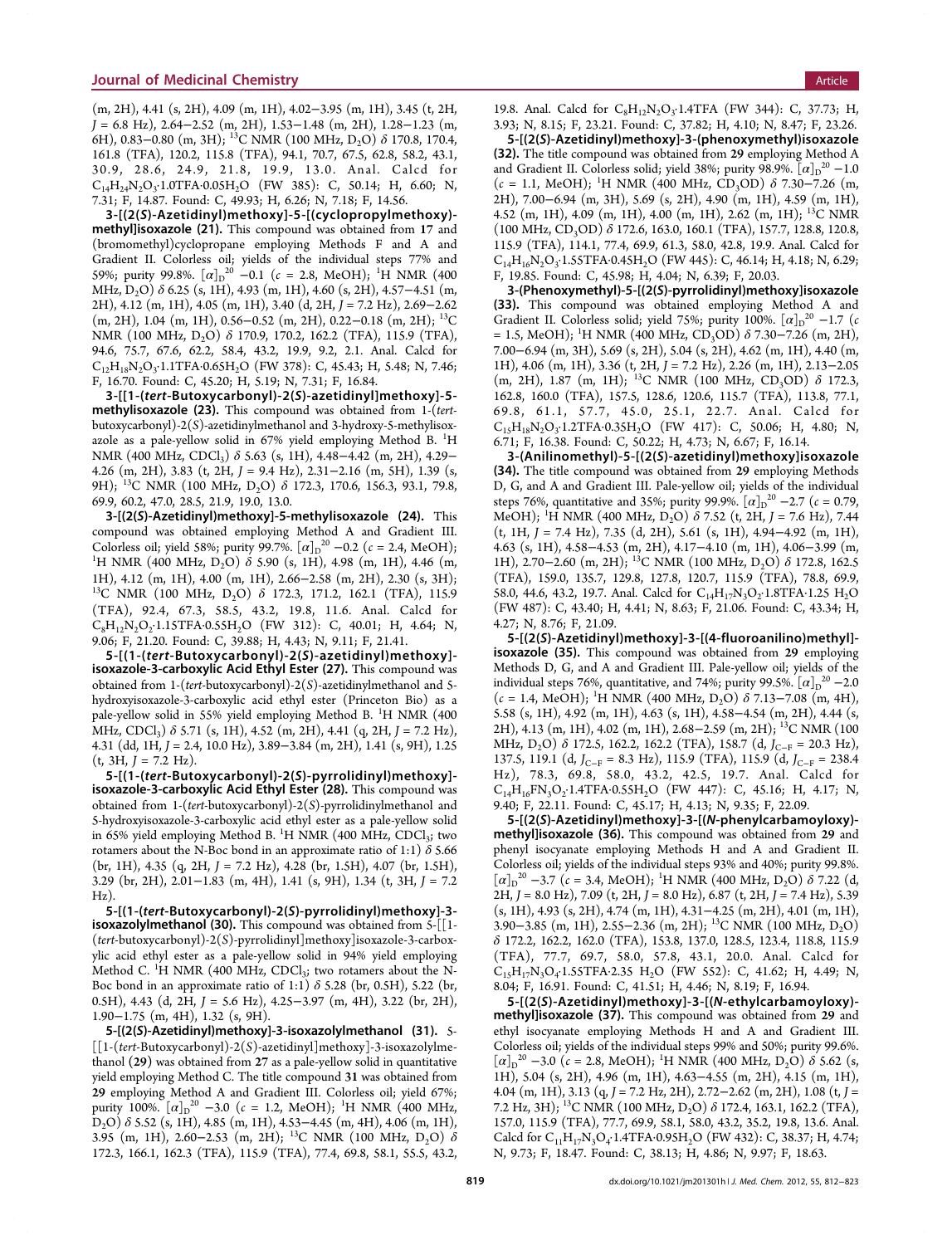(m, 2H), 4.41 (s, 2H), 4.09 (m, 1H), 4.02−3.95 (m, 1H), 3.45 (t, 2H, *J* = 6.8 Hz), 2.64−2.52 (m, 2H), 1.53−1.48 (m, 2H), 1.28−1.23 (m, 6H), 0.83−0.80 (m, 3H); $^{13}$C NMR (100 MHz, $D_2O$) δ 170.8, 170.4, 161.8 (TFA), 120.2, 115.8 (TFA), 94.1, 70.7, 67.5, 62.8, 58.2, 43.1, 30.9, 28.6, 24.9, 21.8, 19.9, 13.0. Anal. Calcd for $C_{14}H_{24}N_2O_3$·1.0TFA·0.05$H_2O$ (FW 385): C, 50.14; H, 6.60; N, 7.31; F, 14.87. Found: C, 49.93; H, 6.26; N, 7.18; F, 14.56.

**3-[(2(*S*)-Azetidinyl)methoxy]-5-[(cyclopropylmethoxy)-methyl]isoxazole (21).** This compound was obtained from **17** and (bromomethyl)cyclopropane employing Methods F and A and Gradient II. Colorless oil; yields of the individual steps 77% and 59%; purity 99.8%. $[\alpha]_D^{20}$ −0.1 (*c* = 2.8, MeOH); $^1$H NMR (400 MHz, $D_2O$) δ 6.25 (s, 1H), 4.93 (m, 1H), 4.60 (s, 2H), 4.57−4.51 (m, 2H), 4.12 (m, 1H), 4.05 (m, 1H), 3.40 (d, 2H, *J* = 7.2 Hz), 2.69−2.62 (m, 2H), 1.04 (m, 1H), 0.56−0.52 (m, 2H), 0.22−0.18 (m, 2H); $^{13}$C NMR (100 MHz, $D_2O$) δ 170.9, 170.2, 162.2 (TFA), 115.9 (TFA), 94.6, 75.7, 67.6, 62.2, 58.4, 43.2, 19.9, 9.2, 2.1. Anal. Calcd for $C_{12}H_{18}N_2O_3$·1.1TFA·0.6$H_2O$ (FW 378): C, 45.43; H, 5.48; N, 7.46; F, 16.70. Found: C, 45.20; H, 5.19; N, 7.31; F, 16.84.

**3-[[1-(*tert*-Butoxycarbonyl)-2(*S*)-azetidinyl]methoxy]-5-methylisoxazole (23).** This compound was obtained from 1-(*tert*-butoxycarbonyl)-2(*S*)-azetidinylmethanol and 3-hydroxy-5-methylisoxazole as a pale-yellow solid in 67% yield employing Method B. $^1$H NMR (400 MHz, $CDCl_3$) δ 5.63 (s, 1H), 4.48−4.42 (m, 2H), 4.29−4.26 (m, 2H), 3.83 (t, 2H, *J* = 9.4 Hz), 2.31−2.16 (m, 5H), 1.39 (s, 9H); $^{13}$C NMR (100 MHz, $D_2O$) δ 172.3, 170.6, 156.3, 93.1, 79.8, 69.9, 60.2, 47.0, 28.5, 21.9, 19.0, 13.0.

**3-[(2(*S*)-Azetidinyl)methoxy]-5-methylisoxazole (24).** This compound was obtained employing Method A and Gradient III. Colorless oil; yield 58%; purity 99.7%. $[\alpha]_D^{20}$ −0.2 (*c* = 2.4, MeOH); $^1$H NMR (400 MHz, $D_2O$) δ 5.90 (s, 1H), 4.98 (m, 1H), 4.46 (m, 1H), 4.12 (m, 1H), 4.00 (m, 1H), 2.66−2.58 (m, 2H), 2.30 (s, 3H); $^{13}$C NMR (100 MHz, $D_2O$) δ 172.3, 171.2, 162.1 (TFA), 115.9 (TFA), 92.4, 67.3, 58.5, 43.2, 19.8, 11.6. Anal. Calcd for $C_8H_{12}N_2O_2$·1.15TFA·0.55$H_2O$ (FW 312): C, 40.01; H, 4.64; N, 9.06; F, 21.20. Found: C, 39.88; H, 4.43; N, 9.11; F, 21.41.

**5-[(1-(*tert*-Butoxycarbonyl)-2(*S*)-azetidinyl)methoxy]-isoxazole-3-carboxylic Acid Ethyl Ester (27).** This compound was obtained from 1-(*tert*-butoxycarbonyl)-2(*S*)-azetidinylmethanol and 5-hydroxyisoxazole-3-carboxylic acid ethyl ester (Princeton Bio) as a pale-yellow solid in 55% yield employing Method B. $^1$H NMR (400 MHz, $CDCl_3$) δ 5.71 (s, 1H), 4.52 (m, 2H), 4.41 (q, 2H, *J* = 7.2 Hz), 4.31 (dd, 1H, *J* = 2.4, 10.0 Hz), 3.89−3.84 (m, 2H), 1.41 (s, 9H), 1.25 (t, 3H, *J* = 7.2 Hz).

**5-[(1-(*tert*-Butoxycarbonyl)-2(*S*)-pyrrolidinyl)methoxy]-isoxazole-3-carboxylic Acid Ethyl Ester (28).** This compound was obtained from 1-(*tert*-butoxycarbonyl)-2(*S*)-pyrrolidinylmethanol and 5-hydroxyisoxazole-3-carboxylic acid ethyl ester as a pale-yellow solid in 65% yield employing Method B. $^1$H NMR (400 MHz, $CDCl_3$; two rotamers about the N-Boc bond in an approximate ratio of 1:1) δ 5.66 (br, 1H), 4.35 (q, 2H, *J* = 7.2 Hz), 4.28 (br, 1.5H), 4.07 (br, 1.5H), 3.29 (br, 2H), 2.01−1.83 (m, 4H), 1.41 (s, 9H), 1.34 (t, 3H, *J* = 7.2 Hz).

**5-[[1-(*tert*-Butoxycarbonyl)-2(*S*)-pyrrolidinyl]methoxy]-3-isoxazolylmethanol (30).** This compound was obtained from 5-[[1-(*tert*-butoxycarbonyl)-2(*S*)-pyrrolidinyl]methoxy]isoxazole-3-carboxylic acid ethyl ester as a pale-yellow solid in 94% yield employing Method C. $^1$H NMR (400 MHz, $CDCl_3$; two rotamers about the N-Boc bond in an approximate ratio of 1:1) δ 5.28 (br, 0.5H), 5.22 (br, 0.5H), 4.43 (d, 2H, *J* = 5.6 Hz), 4.25−3.97 (m, 4H), 3.22 (br, 2H), 1.90−1.75 (m, 4H), 1.32 (s, 9H).

**5-[(2(*S*)-Azetidinyl)methoxy]-3-isoxazolylmethanol (31).** 5-[[1-(*tert*-Butoxycarbonyl)-2(*S*)-azetidinyl]methoxy]-3-isoxazolylmethanol (**29**) was obtained from **27** as a pale-yellow solid in quantitative yield employing Method C. The title compound **31** was obtained from **29** employing Method A and Gradient III. Colorless oil; yield 67%; purity 100%. $[\alpha]_D^{20}$ −3.0 (*c* = 1.2, MeOH); $^1$H NMR (400 MHz, $D_2O$) δ 5.52 (s, 1H), 4.85 (m, 1H), 4.53−4.45 (m, 4H), 4.06 (m, 1H), 3.95 (m, 1H), 2.60−2.53 (m, 2H); $^{13}$C NMR (100 MHz, $D_2O$) δ 172.3, 166.1, 162.3 (TFA), 115.9 (TFA), 77.4, 69.8, 58.1, 55.5, 43.2, 19.8. Anal. Calcd for $C_8H_{12}N_2O_3$·1.4TFA (FW 344): C, 37.73; H, 3.93; N, 8.15; F, 23.21. Found: C, 37.82; H, 4.10; N, 8.47; F, 23.26.

**5-[(2(*S*)-Azetidinyl)methoxy]-3-(phenoxymethyl)isoxazole (32).** The title compound was obtained from **29** employing Method A and Gradient II. Colorless solid; yield 38%; purity 98.9%. $[\alpha]_D^{20}$ −1.0 (*c* = 1.1, MeOH); $^1$H NMR (400 MHz, $CD_3OD$) δ 7.30−7.26 (m, 2H), 7.00−6.94 (m, 3H), 5.69 (s, 2H), 4.90 (m, 1H), 4.59 (m, 1H), 4.52 (m, 1H), 4.09 (m, 1H), 4.00 (m, 1H), 2.62 (m, 1H); $^{13}$C NMR (100 MHz, $CD_3OD$) δ 172.6, 163.0, 160.1 (TFA), 157.7, 128.8, 120.8, 115.9 (TFA), 114.1, 77.4, 69.9, 61.3, 58.0, 42.8, 19.9. Anal. Calcd for $C_{14}H_{16}N_2O_3$·1.55TFA·0.45$H_2O$ (FW 445): C, 46.14; H, 4.18; N, 6.29; F, 19.85. Found: C, 45.98; H, 4.04; N, 6.39; F, 20.03.

**3-(Phenoxymethyl)-5-[(2(*S*)-pyrrolidinyl)methoxy]isoxazole (33).** This compound was obtained employing Method A and Gradient II. Colorless solid; yield 75%; purity 100%. $[\alpha]_D^{20}$ −1.7 (*c* = 1.5, MeOH); $^1$H NMR (400 MHz, $CD_3OD$) δ 7.30−7.26 (m, 2H), 7.00−6.94 (m, 3H), 5.69 (s, 2H), 5.04 (s, 2H), 4.62 (m, 1H), 4.40 (m, 1H), 4.06 (m, 1H), 3.36 (t, 2H, *J* = 7.2 Hz), 2.26 (m, 1H), 2.13−2.05 (m, 2H), 1.87 (m, 1H); $^{13}$C NMR (100 MHz, $CD_3OD$) δ 172.3, 162.8, 160.0 (TFA), 157.5, 128.6, 120.6, 115.7 (TFA), 113.8, 77.1, 69.8, 61.1, 57.7, 45.0, 25.1, 22.7. Anal. Calcd for $C_{15}H_{18}N_2O_3$·1.2TFA·0.35$H_2O$ (FW 417): C, 50.06; H, 4.80; N, 6.71; F, 16.38. Found: C, 50.22; H, 4.73; N, 6.67; F, 16.14.

**3-(Anilinomethyl)-5-[(2(*S*)-azetidinyl)methoxy]isoxazole (34).** The title compound was obtained from **29** employing Methods D, G, and A and Gradient III. Pale-yellow oil; yields of the individual steps 76%, quantitative and 35%; purity 99.9%. $[\alpha]_D^{20}$ −2.7 (*c* = 0.79, MeOH); $^1$H NMR (400 MHz, $D_2O$) δ 7.52 (t, 2H, *J* = 7.6 Hz), 7.44 (t, 1H, *J* = 7.4 Hz), 7.35 (d, 2H), 5.61 (s, 1H), 4.94−4.92 (m, 1H), 4.63 (s, 1H), 4.58−4.53 (m, 2H), 4.17−4.10 (m, 1H), 4.06−3.99 (m, 1H), 2.70−2.60 (m, 2H); $^{13}$C NMR (100 MHz, $D_2O$) δ 172.8, 162.5 (TFA), 159.0, 135.7, 129.8, 127.8, 120.7, 115.9 (TFA), 78.8, 69.9, 58.0, 44.6, 43.2, 19.7. Anal. Calcd for $C_{14}H_{17}N_3O_2$·1.8TFA·1.25 $H_2O$ (FW 487): C, 43.40; H, 4.41; N, 8.63; F, 21.06. Found: C, 43.34; H, 4.27; N, 8.76; F, 21.09.

**5-[(2(*S*)-Azetidinyl)methoxy]-3-[(4-fluoroanilino)methyl]-isoxazole (35).** This compound was obtained from **29** employing Methods D, G, and A and Gradient III. Pale-yellow oil; yields of the individual steps 76%, quantitative, and 74%; purity 99.5%. $[\alpha]_D^{20}$ −2.0 (*c* = 1.4, MeOH); $^1$H NMR (400 MHz, $D_2O$) δ 7.13−7.08 (m, 4H), 5.58 (s, 1H), 4.92 (m, 1H), 4.63 (s, 1H), 4.58−4.54 (m, 2H), 4.44 (s, 2H), 4.13 (m, 1H), 4.02 (m, 1H), 2.68−2.59 (m, 2H); $^{13}$C NMR (100 MHz, $D_2O$) δ 172.5, 162.2, 162.2 (TFA), 158.7 (d, $J_{C-F}$ = 20.3 Hz), 137.5, 119.1 (d, $J_{C-F}$ = 8.3 Hz), 115.9 (TFA), 115.9 (d, $J_{C-F}$ = 238.4 Hz), 78.3, 69.8, 58.0, 43.2, 42.5, 19.7. Anal. Calcd for $C_{14}H_{16}FN_3O_2$·1.4TFA·0.55$H_2O$ (FW 447): C, 45.16; H, 4.17; N, 9.40; F, 22.11. Found: C, 45.17; H, 4.13; N, 9.35; F, 22.09.

**5-[(2(*S*)-Azetidinyl)methoxy]-3-[(*N*-phenylcarbamoyloxy)-methyl]isoxazole (36).** This compound was obtained from **29** and phenyl isocyanate employing Methods H and A and Gradient II. Colorless oil; yields of the individual steps 93% and 40%; purity 99.8%. $[\alpha]_D^{20}$ −3.7 (*c* = 3.4, MeOH); $^1$H NMR (400 MHz, $D_2O$) δ 7.22 (d, 2H, *J* = 8.0 Hz), 7.09 (t, 2H, *J* = 8.0 Hz), 6.87 (t, 2H, *J* = 7.4 Hz), 5.39 (s, 1H), 4.93 (s, 2H), 4.74 (m, 1H), 4.31−4.25 (m, 2H), 4.01 (m, 1H), 3.90−3.85 (m, 1H), 2.55−2.36 (m, 2H); $^{13}$C NMR (100 MHz, $D_2O$) δ 172.2, 162.2, 162.0 (TFA), 153.8, 137.0, 128.5, 123.4, 118.8, 115.9 (TFA), 77.7, 69.7, 58.0, 57.8, 43.1, 20.0. Anal. Calcd for $C_{15}H_{17}N_3O_4$·1.55TFA·2.35 $H_2O$ (FW 552): C, 41.62; H, 4.49; N, 8.04; F, 16.91. Found: C, 41.51; H, 4.46; N, 8.19; F, 16.94.

**5-[(2(*S*)-Azetidinyl)methoxy]-3-[(*N*-ethylcarbamoyloxy)-methyl]isoxazole (37).** This compound was obtained from **29** and ethyl isocyanate employing Methods H and A and Gradient III. Colorless oil; yields of the individual steps 99% and 50%; purity 99.6%. $[\alpha]_D^{20}$ −3.0 (*c* = 2.8, MeOH); $^1$H NMR (400 MHz, $D_2O$) δ 5.62 (s, 1H), 5.04 (s, 2H), 4.96 (m, 1H), 4.63−4.55 (m, 2H), 4.15 (m, 1H), 4.04 (m, 1H), 3.13 (q, *J* = 7.2 Hz, 2H), 2.72−2.62 (m, 2H), 1.08 (t, *J* = 7.2 Hz, 3H); $^{13}$C NMR (100 MHz, $D_2O$) δ 172.4, 163.1, 162.2 (TFA), 157.0, 115.9 (TFA), 77.7, 69.9, 58.1, 58.0, 43.2, 35.2, 19.8, 13.6. Anal. Calcd for $C_{11}H_{17}N_3O_4$·1.4TFA·0.95$H_2O$ (FW 432): C, 38.37; H, 4.74; N, 9.73; F, 18.47. Found: C, 38.13; H, 4.86; N, 9.97; F, 18.63.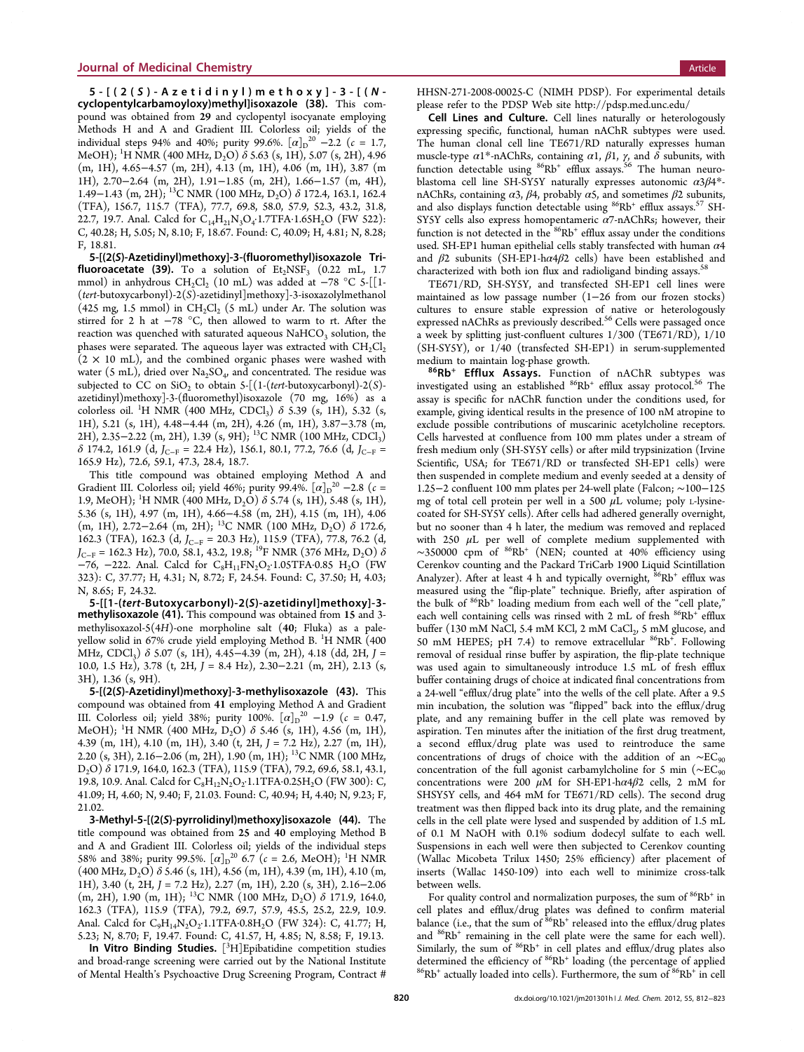**5-[(2(S)-Azetidinyl)methoxy]-3-[(N-cyclopentylcarbamoyloxy)methyl]isoxazole (38).** This compound was obtained from **29** and cyclopentyl isocyanate employing Methods H and A and Gradient III. Colorless oil; yields of the individual steps 94% and 40%; purity 99.6%. $[\alpha]_D^{20}$ −2.2 (c = 1.7, MeOH); $^1$H NMR (400 MHz, $D_2O$) δ 5.63 (s, 1H), 5.07 (s, 2H), 4.96 (m, 1H), 4.65−4.57 (m, 2H), 4.13 (m, 1H), 4.06 (m, 1H), 3.87 (m 1H), 2.70−2.64 (m, 2H), 1.91−1.85 (m, 2H), 1.66−1.57 (m, 4H), 1.49−1.43 (m, 2H); $^{13}$C NMR (100 MHz, $D_2O$) δ 172.4, 163.1, 162.4 (TFA), 156.7, 115.7 (TFA), 77.7, 69.8, 58.0, 57.9, 52.3, 43.2, 31.8, 22.7, 19.7. Anal. Calcd for $C_{14}H_{21}N_3O_4$·1.7TFA·1.65$H_2O$ (FW 522): C, 40.28; H, 5.05; N, 8.10; F, 18.67. Found: C, 40.09; H, 4.81; N, 8.28; F, 18.81.

**5-[(2(S)-Azetidinyl)methoxy]-3-(fluoromethyl)isoxazole Trifluoroacetate (39).** To a solution of $Et_2NSF_3$ (0.22 mL, 1.7 mmol) in anhydrous $CH_2Cl_2$ (10 mL) was added at −78 °C 5-[[1-(*tert*-butoxycarbonyl)-2(S)-azetidinyl]methoxy]-3-isoxazolylmethanol (425 mg, 1.5 mmol) in $CH_2Cl_2$ (5 mL) under Ar. The solution was stirred for 2 h at −78 °C, then allowed to warm to rt. After the reaction was quenched with saturated aqueous $NaHCO_3$ solution, the phases were separated. The aqueous layer was extracted with $CH_2Cl_2$ (2 × 10 mL), and the combined organic phases were washed with water (5 mL), dried over $Na_2SO_4$, and concentrated. The residue was subjected to CC on $SiO_2$ to obtain 5-[(1-(*tert*-butoxycarbonyl)-2(S)-azetidinyl)methoxy]-3-(fluoromethyl)isoxazole (70 mg, 16%) as a colorless oil. $^1$H NMR (400 MHz, $CDCl_3$) δ 5.39 (s, 1H), 5.32 (s, 1H), 5.21 (s, 1H), 4.48−4.44 (m, 2H), 4.26 (m, 1H), 3.87−3.78 (m, 2H), 2.35−2.22 (m, 2H), 1.39 (s, 9H); $^{13}$C NMR (100 MHz, $CDCl_3$) δ 174.2, 161.9 (d, $J_{C-F}$ = 22.4 Hz), 156.1, 80.1, 77.2, 76.6 (d, $J_{C-F}$ = 165.9 Hz), 72.6, 59.1, 47.3, 28.4, 18.7.

This title compound was obtained employing Method A and Gradient III. Colorless oil; yield 46%; purity 99.4%. $[\alpha]_D^{20}$ −2.8 (c = 1.9, MeOH); $^1$H NMR (400 MHz, $D_2O$) δ 5.74 (s, 1H), 5.48 (s, 1H), 5.36 (s, 1H), 4.97 (m, 1H), 4.66−4.58 (m, 2H), 4.15 (m, 1H), 4.06 (m, 1H), 2.72−2.64 (m, 2H); $^{13}$C NMR (100 MHz, $D_2O$) δ 172.6, 162.3 (TFA), 162.3 (d, $J_{C-F}$ = 20.3 Hz), 115.9 (TFA), 77.8, 76.2 (d, $J_{C-F}$ = 162.3 Hz), 70.0, 58.1, 43.2, 19.8; $^{19}$F NMR (376 MHz, $D_2O$) δ −76, −222. Anal. Calcd for $C_8H_{11}FN_2O_2$·1.05TFA·0.85 $H_2O$ (FW 323): C, 37.77; H, 4.31; N, 8.72; F, 24.54. Found: C, 37.50; H, 4.03; N, 8.65; F, 24.32.

**5-[[1-(*tert*-Butoxycarbonyl)-2(S)-azetidinyl]methoxy]-3-methylisoxazole (41).** This compound was obtained from **15** and 3-methylisoxazol-5(4*H*)-one morpholine salt (**40**; Fluka) as a pale-yellow solid in 67% crude yield employing Method B. $^1$H NMR (400 MHz, $CDCl_3$) δ 5.07 (s, 1H), 4.45−4.39 (m, 2H), 4.18 (dd, 2H, J = 10.0, 1.5 Hz), 3.78 (t, 2H, J = 8.4 Hz), 2.30−2.21 (m, 2H), 2.13 (s, 3H), 1.36 (s, 9H).

**5-[(2(S)-Azetidinyl)methoxy]-3-methylisoxazole (43).** This compound was obtained from **41** employing Method A and Gradient III. Colorless oil; yield 38%; purity 100%. $[\alpha]_D^{20}$ −1.9 (c = 0.47, MeOH); $^1$H NMR (400 MHz, $D_2O$) δ 5.46 (s, 1H), 4.56 (m, 1H), 4.39 (m, 1H), 4.10 (m, 1H), 3.40 (t, 2H, J = 7.2 Hz), 2.27 (m, 1H), 2.20 (s, 3H), 2.16−2.06 (m, 2H), 1.90 (m, 1H); $^{13}$C NMR (100 MHz, $D_2O$) δ 171.9, 164.0, 162.3 (TFA), 115.9 (TFA), 79.2, 69.6, 58.1, 43.1, 19.8, 10.9. Anal. Calcd for $C_8H_{12}N_2O_2$·1.1TFA·0.25$H_2O$ (FW 300): C, 41.09; H, 4.60; N, 9.40; F, 21.03. Found: C, 40.94; H, 4.40; N, 9.23; F, 21.02.

**3-Methyl-5-[(2(S)-pyrrolidinyl)methoxy]isoxazole (44).** The title compound was obtained from **25** and **40** employing Method B and A and Gradient III. Colorless oil; yields of the individual steps 58% and 38%; purity 99.5%. $[\alpha]_D^{20}$ 6.7 (c = 2.6, MeOH); $^1$H NMR (400 MHz, $D_2O$) δ 5.46 (s, 1H), 4.56 (m, 1H), 4.39 (m, 1H), 4.10 (m, 1H), 3.40 (t, 2H, J = 7.2 Hz), 2.27 (m, 1H), 2.20 (s, 3H), 2.16−2.06 (m, 2H), 1.90 (m, 1H); $^{13}$C NMR (100 MHz, $D_2O$) δ 171.9, 164.0, 162.3 (TFA), 115.9 (TFA), 79.2, 69.7, 57.9, 45.5, 25.2, 22.9, 10.9. Anal. Calcd for $C_9H_{14}N_2O_2$·1.1TFA·0.8$H_2O$ (FW 324): C, 41.77; H, 5.23; N, 8.70; F, 19.47. Found: C, 41.57, H, 4.85; N, 8.58; F, 19.13.

**In Vitro Binding Studies.** [$^3$H]Epibatidine competition studies and broad-range screening were carried out by the National Institute of Mental Health's Psychoactive Drug Screening Program, Contract # HHSN-271-2008-00025-C (NIMH PDSP). For experimental details please refer to the PDSP Web site http://pdsp.med.unc.edu/

**Cell Lines and Culture.** Cell lines naturally or heterologously expressing specific, functional, human nAChR subtypes were used. The human clonal cell line TE671/RD naturally expresses human muscle-type α1*-nAChRs, containing α1, β1, γ, and δ subunits, with function detectable using $^{86}Rb^+$ efflux assays.[56] The human neuroblastoma cell line SH-SY5Y naturally expresses autonomic α3β4*-nAChRs, containing α3, β4, probably α5, and sometimes β2 subunits, and also displays function detectable using $^{86}Rb^+$ efflux assays.[57] SH-SY5Y cells also express homopentameric α7-nAChRs; however, their function is not detected in the $^{86}Rb^+$ efflux assay under the conditions used. SH-EP1 human epithelial cells stably transfected with human α4 and β2 subunits (SH-EP1-hα4β2 cells) have been established and characterized with both ion flux and radioligand binding assays.[58]

TE671/RD, SH-SY5Y, and transfected SH-EP1 cell lines were maintained as low passage number (1−26 from our frozen stocks) cultures to ensure stable expression of native or heterologously expressed nAChRs as previously described.[56] Cells were passaged once a week by splitting just-confluent cultures 1/300 (TE671/RD), 1/10 (SH-SY5Y), or 1/40 (transfected SH-EP1) in serum-supplemented medium to maintain log-phase growth.

**$^{86}Rb^+$ Efflux Assays.** Function of nAChR subtypes was investigated using an established $^{86}Rb^+$ efflux assay protocol.[56] The assay is specific for nAChR function under the conditions used, for example, giving identical results in the presence of 100 nM atropine to exclude possible contributions of muscarinic acetylcholine receptors. Cells harvested at confluence from 100 mm plates under a stream of fresh medium only (SH-SY5Y cells) or after mild trypsinization (Irvine Scientific, USA; for TE671/RD or transfected SH-EP1 cells) were then suspended in complete medium and evenly seeded at a density of 1.25−2 confluent 100 mm plates per 24-well plate (Falcon; ∼100−125 mg of total cell protein per well in a 500 μL volume; poly L-lysine-coated for SH-SY5Y cells). After cells had adhered generally overnight, but no sooner than 4 h later, the medium was removed and replaced with 250 μL per well of complete medium supplemented with ∼350000 cpm of $^{86}Rb^+$ (NEN; counted at 40% efficiency using Cerenkov counting and the Packard TriCarb 1900 Liquid Scintillation Analyzer). After at least 4 h and typically overnight, $^{86}Rb^+$ efflux was measured using the "flip-plate" technique. Briefly, after aspiration of the bulk of $^{86}Rb^+$ loading medium from each well of the "cell plate," each well containing cells was rinsed with 2 mL of fresh $^{86}Rb^+$ efflux buffer (130 mM NaCl, 5.4 mM KCl, 2 mM $CaCl_2$, 5 mM glucose, and 50 mM HEPES; pH 7.4) to remove extracellular $^{86}Rb^+$. Following removal of residual rinse buffer by aspiration, the flip-plate technique was used again to simultaneously introduce 1.5 mL of fresh efflux buffer containing drugs of choice at indicated final concentrations from a 24-well "efflux/drug plate" into the wells of the cell plate. After a 9.5 min incubation, the solution was "flipped" back into the efflux/drug plate, and any remaining buffer in the cell plate was removed by aspiration. Ten minutes after the initiation of the first drug treatment, a second efflux/drug plate was used to reintroduce the same concentrations of drugs of choice with the addition of an ∼$EC_{90}$ concentration of the full agonist carbamylcholine for 5 min (∼$EC_{90}$ concentrations were 200 μM for SH-EP1-hα4β2 cells, 2 mM for SHSY5Y cells, and 464 mM for TE671/RD cells). The second drug treatment was then flipped back into its drug plate, and the remaining cells in the cell plate were lysed and suspended by addition of 1.5 mL of 0.1 M NaOH with 0.1% sodium dodecyl sulfate to each well. Suspensions in each well were then subjected to Cerenkov counting (Wallac Micobeta Trilux 1450; 25% efficiency) after placement of inserts (Wallac 1450-109) into each well to minimize cross-talk between wells.

For quality control and normalization purposes, the sum of $^{86}Rb^+$ in cell plates and efflux/drug plates was defined to confirm material balance (i.e., that the sum of $^{86}Rb^+$ released into the efflux/drug plates and $^{86}Rb^+$ remaining in the cell plate were the same for each well). Similarly, the sum of $^{86}Rb^+$ in cell plates and efflux/drug plates also determined the efficiency of $^{86}Rb^+$ loading (the percentage of applied $^{86}Rb^+$ actually loaded into cells). Furthermore, the sum of $^{86}Rb^+$ in cell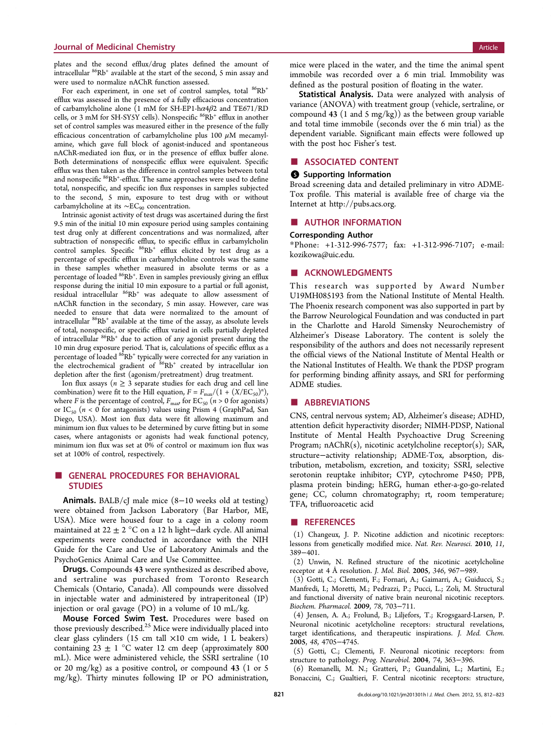plates and the second efflux/drug plates defined the amount of intracellular $^{86}Rb^+$ available at the start of the second, 5 min assay and were used to normalize nAChR function assessed.

For each experiment, in one set of control samples, total $^{86}Rb^+$ efflux was assessed in the presence of a fully efficacious concentration of carbamylcholine alone (1 mM for SH-EP1-h$\alpha4\beta2$ and TE671/RD cells, or 3 mM for SH-SY5Y cells). Nonspecific $^{86}Rb^+$ efflux in another set of control samples was measured either in the presence of the fully efficacious concentration of carbamylcholine plus 100 $\mu$M mecamylamine, which gave full block of agonist-induced and spontaneous nAChR-mediated ion flux, or in the presence of efflux buffer alone. Both determinations of nonspecific efflux were equivalent. Specific efflux was then taken as the difference in control samples between total and nonspecific $^{86}Rb^+$-efflux. The same approaches were used to define total, nonspecific, and specific ion flux responses in samples subjected to the second, 5 min, exposure to test drug with or without carbamylcholine at its $\sim EC_{90}$ concentration.

Intrinsic agonist activity of test drugs was ascertained during the first 9.5 min of the initial 10 min exposure period using samples containing test drug only at different concentrations and was normalized, after subtraction of nonspecific efflux, to specific efflux in carbamylcholin control samples. Specific $^{86}Rb^+$ efflux elicited by test drug as a percentage of specific efflux in carbamylcholine controls was the same in these samples whether measured in absolute terms or as a percentage of loaded $^{86}Rb^+$. Even in samples previously giving an efflux response during the initial 10 min exposure to a partial or full agonist, residual intracellular $^{86}Rb^+$ was adequate to allow assessment of nAChR function in the secondary, 5 min assay. However, care was needed to ensure that data were normalized to the amount of intracellular $^{86}Rb^+$ available at the time of the assay, as absolute levels of total, nonspecific, or specific efflux varied in cells partially depleted of intracellular $^{86}Rb^+$ due to action of any agonist present during the 10 min drug exposure period. That is, calculations of specific efflux as a percentage of loaded $^{86}Rb^+$ typically were corrected for any variation in the electrochemical gradient of $^{86}Rb^+$ created by intracellular ion depletion after the first (agonism/pretreatment) drug treatment.

Ion flux assays ($n \geq 3$ separate studies for each drug and cell line combination) were fit to the Hill equation, $F = F_{max}/(1 + (X/EC_{50})^n)$, where $F$ is the percentage of control, $F_{max}$, for $EC_{50}$ ($n > 0$ for agonists) or $IC_{50}$ ($n < 0$ for antagonists) values using Prism 4 (GraphPad, San Diego, USA). Most ion flux data were fit allowing maximum and minimum ion flux values to be determined by curve fitting but in some cases, where antagonists or agonists had weak functional potency, minimum ion flux was set at 0% of control or maximum ion flux was set at 100% of control, respectively.

## GENERAL PROCEDURES FOR BEHAVIORAL STUDIES

**Animals.** BALB/cJ male mice (8−10 weeks old at testing) were obtained from Jackson Laboratory (Bar Harbor, ME, USA). Mice were housed four to a cage in a colony room maintained at 22 ± 2 °C on a 12 h light−dark cycle. All animal experiments were conducted in accordance with the NIH Guide for the Care and Use of Laboratory Animals and the PsychoGenics Animal Care and Use Committee.

**Drugs.** Compounds **43** were synthesized as described above, and sertraline was purchased from Toronto Research Chemicals (Ontario, Canada). All compounds were dissolved in injectable water and administered by intraperitoneal (IP) injection or oral gavage (PO) in a volume of 10 mL/kg.

**Mouse Forced Swim Test.** Procedures were based on those previously described.[25] Mice were individually placed into clear glass cylinders (15 cm tall ×10 cm wide, 1 L beakers) containing 23 ± 1 °C water 12 cm deep (approximately 800 mL). Mice were administered vehicle, the SSRI sertraline (10 or 20 mg/kg) as a positive control, or compound **43** (1 or 5 mg/kg). Thirty minutes following IP or PO administration, mice were placed in the water, and the time the animal spent immobile was recorded over a 6 min trial. Immobility was defined as the postural position of floating in the water.

**Statistical Analysis.** Data were analyzed with analysis of variance (ANOVA) with treatment group (vehicle, sertraline, or compound **43** (1 and 5 mg/kg)) as the between group variable and total time immobile (seconds over the 6 min trial) as the dependent variable. Significant main effects were followed up with the post hoc Fisher's test.

## ASSOCIATED CONTENT

### Supporting Information

Broad screening data and detailed preliminary in vitro ADME-Tox profile. This material is available free of charge via the Internet at http://pubs.acs.org.

## AUTHOR INFORMATION

### Corresponding Author

*Phone: +1-312-996-7577; fax: +1-312-996-7107; e-mail: kozikowa@uic.edu.

## ACKNOWLEDGMENTS

This research was supported by Award Number U19MH085193 from the National Institute of Mental Health. The Phoenix research component was also supported in part by the Barrow Neurological Foundation and was conducted in part in the Charlotte and Harold Simensky Neurochemistry of Alzheimer's Disease Laboratory. The content is solely the responsibility of the authors and does not necessarily represent the official views of the National Institute of Mental Health or the National Institutes of Health. We thank the PDSP program for performing binding affinity assays, and SRI for performing ADME studies.

## ABBREVIATIONS

CNS, central nervous system; AD, Alzheimer's disease; ADHD, attention deficit hyperactivity disorder; NIMH-PDSP, National Institute of Mental Health Psychoactive Drug Screening Program; nAChR(s), nicotinic acetylcholine receptor(s); SAR, structure−activity relationship; ADME-Tox, absorption, distribution, metabolism, excretion, and toxicity; SSRI, selective serotonin reuptake inhibitor; CYP, cytochrome P450; PPB, plasma protein binding; hERG, human ether-a-go-go-related gene; CC, column chromatography; rt, room temperature; TFA, trifluoroacetic acid

## REFERENCES

(1) Changeux, J. P. Nicotine addiction and nicotinic receptors: lessons from genetically modified mice. *Nat. Rev. Neurosci.* **2010**, *11*, 389−401.

(2) Unwin, N. Refined structure of the nicotinic acetylcholine receptor at 4 Å resolution. *J. Mol. Biol.* **2005**, *346*, 967−989.

(3) Gotti, C.; Clementi, F.; Fornari, A.; Gaimarri, A.; Guiducci, S.; Manfredi, I.; Moretti, M.; Pedrazzi, P.; Pucci, L.; Zoli, M. Structural and functional diversity of native brain neuronal nicotinic receptors. *Biochem. Pharmacol.* **2009**, *78*, 703−711.

(4) Jensen, A. A.; Frolund, B.; Liljefors, T.; Krogsgaard-Larsen, P. Neuronal nicotinic acetylcholine receptors: structural revelations, target identifications, and therapeutic inspirations. *J. Med. Chem.* **2005**, *48*, 4705−4745.

(5) Gotti, C.; Clementi, F. Neuronal nicotinic receptors: from structure to pathology. *Prog. Neurobiol.* **2004**, *74*, 363−396.

(6) Romanelli, M. N.; Gratteri, P.; Guandalini, L.; Martini, E.; Bonaccini, C.; Gualtieri, F. Central nicotinic receptors: structure,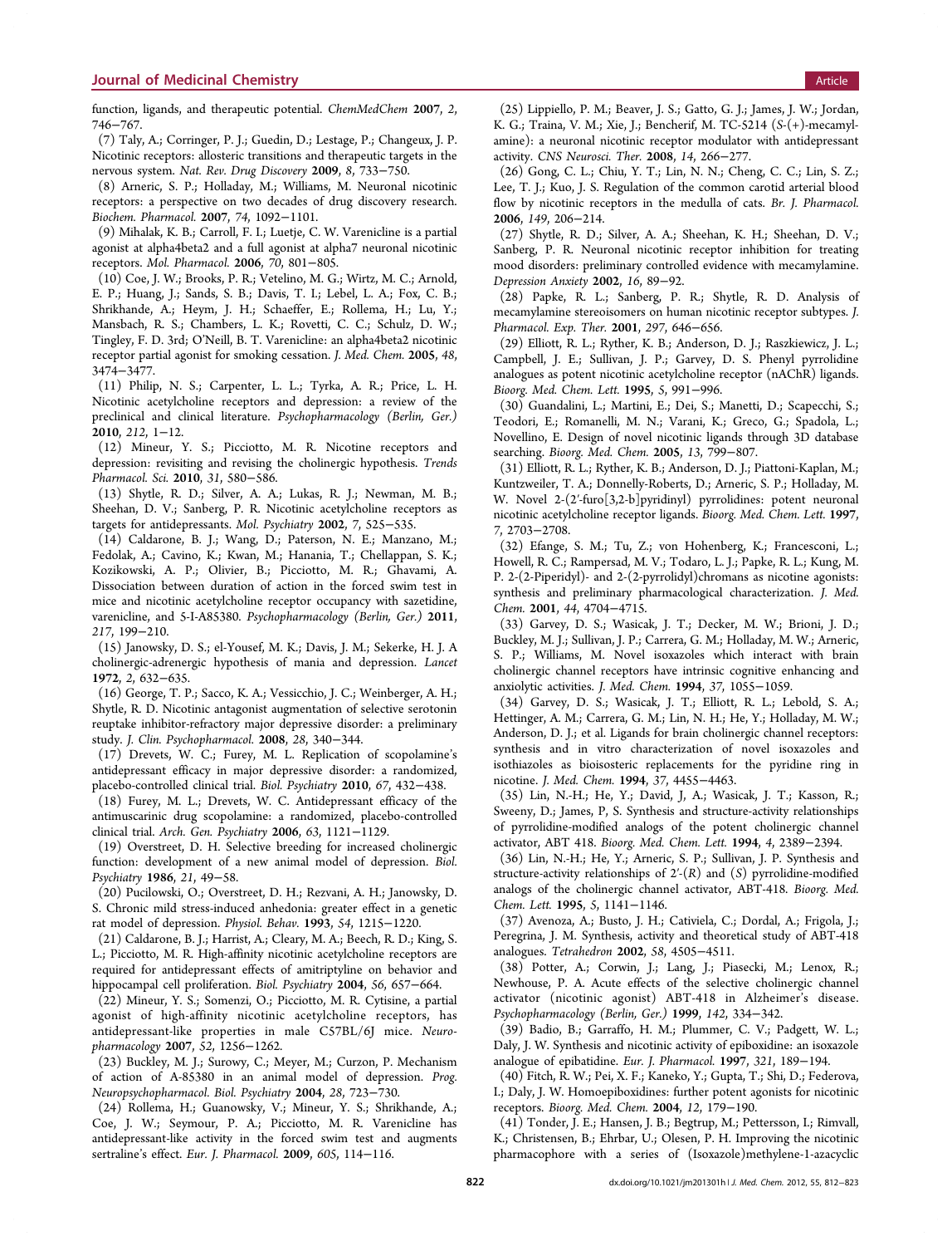function, ligands, and therapeutic potential. *ChemMedChem* **2007**, *2*, 746−767.

(7) Taly, A.; Corringer, P. J.; Guedin, D.; Lestage, P.; Changeux, J. P. Nicotinic receptors: allosteric transitions and therapeutic targets in the nervous system. *Nat. Rev. Drug Discovery* **2009**, *8*, 733−750.

(8) Arneric, S. P.; Holladay, M.; Williams, M. Neuronal nicotinic receptors: a perspective on two decades of drug discovery research. *Biochem. Pharmacol.* **2007**, *74*, 1092−1101.

(9) Mihalak, K. B.; Carroll, F. I.; Luetje, C. W. Varenicline is a partial agonist at alpha4beta2 and a full agonist at alpha7 neuronal nicotinic receptors. *Mol. Pharmacol.* **2006**, *70*, 801−805.

(10) Coe, J. W.; Brooks, P. R.; Vetelino, M. G.; Wirtz, M. C.; Arnold, E. P.; Huang, J.; Sands, S. B.; Davis, T. I.; Lebel, L. A.; Fox, C. B.; Shrikhande, A.; Heym, J. H.; Schaeffer, E.; Rollema, H.; Lu, Y.; Mansbach, R. S.; Chambers, L. K.; Rovetti, C. C.; Schulz, D. W.; Tingley, F. D. 3rd; O'Neill, B. T. Varenicline: an alpha4beta2 nicotinic receptor partial agonist for smoking cessation. *J. Med. Chem.* **2005**, *48*, 3474−3477.

(11) Philip, N. S.; Carpenter, L. L.; Tyrka, A. R.; Price, L. H. Nicotinic acetylcholine receptors and depression: a review of the preclinical and clinical literature. *Psychopharmacology (Berlin, Ger.)* **2010**, *212*, 1−12.

(12) Mineur, Y. S.; Picciotto, M. R. Nicotine receptors and depression: revisiting and revising the cholinergic hypothesis. *Trends Pharmacol. Sci.* **2010**, *31*, 580−586.

(13) Shytle, R. D.; Silver, A. A.; Lukas, R. J.; Newman, M. B.; Sheehan, D. V.; Sanberg, P. R. Nicotinic acetylcholine receptors as targets for antidepressants. *Mol. Psychiatry* **2002**, *7*, 525−535.

(14) Caldarone, B. J.; Wang, D.; Paterson, N. E.; Manzano, M.; Fedolak, A.; Cavino, K.; Kwan, M.; Hanania, T.; Chellappan, S. K.; Kozikowski, A. P.; Olivier, B.; Picciotto, M. R.; Ghavami, A. Dissociation between duration of action in the forced swim test in mice and nicotinic acetylcholine receptor occupancy with sazetidine, varenicline, and 5-I-A85380. *Psychopharmacology (Berlin, Ger.)* **2011**, *217*, 199−210.

(15) Janowsky, D. S.; el-Yousef, M. K.; Davis, J. M.; Sekerke, H. J. A cholinergic-adrenergic hypothesis of mania and depression. *Lancet* **1972**, *2*, 632−635.

(16) George, T. P.; Sacco, K. A.; Vessicchio, J. C.; Weinberger, A. H.; Shytle, R. D. Nicotinic antagonist augmentation of selective serotonin reuptake inhibitor-refractory major depressive disorder: a preliminary study. *J. Clin. Psychopharmacol.* **2008**, *28*, 340−344.

(17) Drevets, W. C.; Furey, M. L. Replication of scopolamine's antidepressant efficacy in major depressive disorder: a randomized, placebo-controlled clinical trial. *Biol. Psychiatry* **2010**, *67*, 432−438.

(18) Furey, M. L.; Drevets, W. C. Antidepressant efficacy of the antimuscarinic drug scopolamine: a randomized, placebo-controlled clinical trial. *Arch. Gen. Psychiatry* **2006**, *63*, 1121−1129.

(19) Overstreet, D. H. Selective breeding for increased cholinergic function: development of a new animal model of depression. *Biol. Psychiatry* **1986**, *21*, 49−58.

(20) Pucilowski, O.; Overstreet, D. H.; Rezvani, A. H.; Janowsky, D. S. Chronic mild stress-induced anhedonia: greater effect in a genetic rat model of depression. *Physiol. Behav.* **1993**, *54*, 1215−1220.

(21) Caldarone, B. J.; Harrist, A.; Cleary, M. A.; Beech, R. D.; King, S. L.; Picciotto, M. R. High-affinity nicotinic acetylcholine receptors are required for antidepressant effects of amitriptyline on behavior and hippocampal cell proliferation. *Biol. Psychiatry* **2004**, *56*, 657−664.

(22) Mineur, Y. S.; Somenzi, O.; Picciotto, M. R. Cytisine, a partial agonist of high-affinity nicotinic acetylcholine receptors, has antidepressant-like properties in male C57BL/6J mice. *Neuropharmacology* **2007**, *52*, 1256−1262.

(23) Buckley, M. J.; Surowy, C.; Meyer, M.; Curzon, P. Mechanism of action of A-85380 in an animal model of depression. *Prog. Neuropsychopharmacol. Biol. Psychiatry* **2004**, *28*, 723−730.

(24) Rollema, H.; Guanowsky, V.; Mineur, Y. S.; Shrikhande, A.; Coe, J. W.; Seymour, P. A.; Picciotto, M. R. Varenicline has antidepressant-like activity in the forced swim test and augments sertraline's effect. *Eur. J. Pharmacol.* **2009**, *605*, 114−116.

(25) Lippiello, P. M.; Beaver, J. S.; Gatto, G. J.; James, J. W.; Jordan, K. G.; Traina, V. M.; Xie, J.; Bencherif, M. TC-5214 (*S*-(+)-mecamylamine): a neuronal nicotinic receptor modulator with antidepressant activity. *CNS Neurosci. Ther.* **2008**, *14*, 266−277.

(26) Gong, C. L.; Chiu, Y. T.; Lin, N. N.; Cheng, C. C.; Lin, S. Z.; Lee, T. J.; Kuo, J. S. Regulation of the common carotid arterial blood flow by nicotinic receptors in the medulla of cats. *Br. J. Pharmacol.* **2006**, *149*, 206−214.

(27) Shytle, R. D.; Silver, A. A.; Sheehan, K. H.; Sheehan, D. V.; Sanberg, P. R. Neuronal nicotinic receptor inhibition for treating mood disorders: preliminary controlled evidence with mecamylamine. *Depression Anxiety* **2002**, *16*, 89−92.

(28) Papke, R. L.; Sanberg, P. R.; Shytle, R. D. Analysis of mecamylamine stereoisomers on human nicotinic receptor subtypes. *J. Pharmacol. Exp. Ther.* **2001**, *297*, 646−656.

(29) Elliott, R. L.; Ryther, K. B.; Anderson, D. J.; Raszkiewicz, J. L.; Campbell, J. E.; Sullivan, J. P.; Garvey, D. S. Phenyl pyrrolidine analogues as potent nicotinic acetylcholine receptor (nAChR) ligands. *Bioorg. Med. Chem. Lett.* **1995**, *5*, 991−996.

(30) Guandalini, L.; Martini, E.; Dei, S.; Manetti, D.; Scapecchi, S.; Teodori, E.; Romanelli, M. N.; Varani, K.; Greco, G.; Spadola, L.; Novellino, E. Design of novel nicotinic ligands through 3D database searching. *Bioorg. Med. Chem.* **2005**, *13*, 799−807.

(31) Elliott, R. L.; Ryther, K. B.; Anderson, D. J.; Piattoni-Kaplan, M.; Kuntzweiler, T. A.; Donnelly-Roberts, D.; Arneric, S. P.; Holladay, M. W. Novel 2-(2′-furo[3,2-b]pyridinyl) pyrrolidines: potent neuronal nicotinic acetylcholine receptor ligands. *Bioorg. Med. Chem. Lett.* **1997**, *7*, 2703−2708.

(32) Efange, S. M.; Tu, Z.; von Hohenberg, K.; Francesconi, L.; Howell, R. C.; Rampersad, M. V.; Todaro, L. J.; Papke, R. L.; Kung, M. P. 2-(2-Piperidyl)- and 2-(2-pyrrolidyl)chromans as nicotine agonists: synthesis and preliminary pharmacological characterization. *J. Med. Chem.* **2001**, *44*, 4704−4715.

(33) Garvey, D. S.; Wasicak, J. T.; Decker, M. W.; Brioni, J. D.; Buckley, M. J.; Sullivan, J. P.; Carrera, G. M.; Holladay, M. W.; Arneric, S. P.; Williams, M. Novel isoxazoles which interact with brain cholinergic channel receptors have intrinsic cognitive enhancing and anxiolytic activities. *J. Med. Chem.* **1994**, *37*, 1055−1059.

(34) Garvey, D. S.; Wasicak, J. T.; Elliott, R. L.; Lebold, S. A.; Hettinger, A. M.; Carrera, G. M.; Lin, N. H.; He, Y.; Holladay, M. W.; Anderson, D. J.; et al. Ligands for brain cholinergic channel receptors: synthesis and in vitro characterization of novel isoxazoles and isothiazoles as bioisosteric replacements for the pyridine ring in nicotine. *J. Med. Chem.* **1994**, *37*, 4455−4463.

(35) Lin, N.-H.; He, Y.; David, J. A.; Wasicak, J. T.; Kasson, R.; Sweeny, D.; James, P, S. Synthesis and structure-activity relationships of pyrrolidine-modified analogs of the potent cholinergic channel activator, ABT 418. *Bioorg. Med. Chem. Lett.* **1994**, *4*, 2389−2394.

(36) Lin, N.-H.; He, Y.; Arneric, S. P.; Sullivan, J. P. Synthesis and structure-activity relationships of 2′-(*R*) and (*S*) pyrrolidine-modified analogs of the cholinergic channel activator, ABT-418. *Bioorg. Med. Chem. Lett.* **1995**, *5*, 1141−1146.

(37) Avenoza, A.; Busto, J. H.; Cativiela, C.; Dordal, A.; Frigola, J.; Peregrina, J. M. Synthesis, activity and theoretical study of ABT-418 analogues. *Tetrahedron* **2002**, *58*, 4505−4511.

(38) Potter, A.; Corwin, J.; Lang, J.; Piasecki, M.; Lenox, R.; Newhouse, P. A. Acute effects of the selective cholinergic channel activator (nicotinic agonist) ABT-418 in Alzheimer's disease. *Psychopharmacology (Berlin, Ger.)* **1999**, *142*, 334−342.

(39) Badio, B.; Garraffo, H. M.; Plummer, C. V.; Padgett, W. L.; Daly, J. W. Synthesis and nicotinic activity of epiboxidine: an isoxazole analogue of epibatidine. *Eur. J. Pharmacol.* **1997**, *321*, 189−194.

(40) Fitch, R. W.; Pei, X. F.; Kaneko, Y.; Gupta, T.; Shi, D.; Federova, I.; Daly, J. W. Homoepiboxidines: further potent agonists for nicotinic receptors. *Bioorg. Med. Chem.* **2004**, *12*, 179−190.

(41) Tonder, J. E.; Hansen, J. B.; Begtrup, M.; Pettersson, I.; Rimvall, K.; Christensen, B.; Ehrbar, U.; Olesen, P. H. Improving the nicotinic pharmacophore with a series of (Isoxazole)methylene-1-azacyclic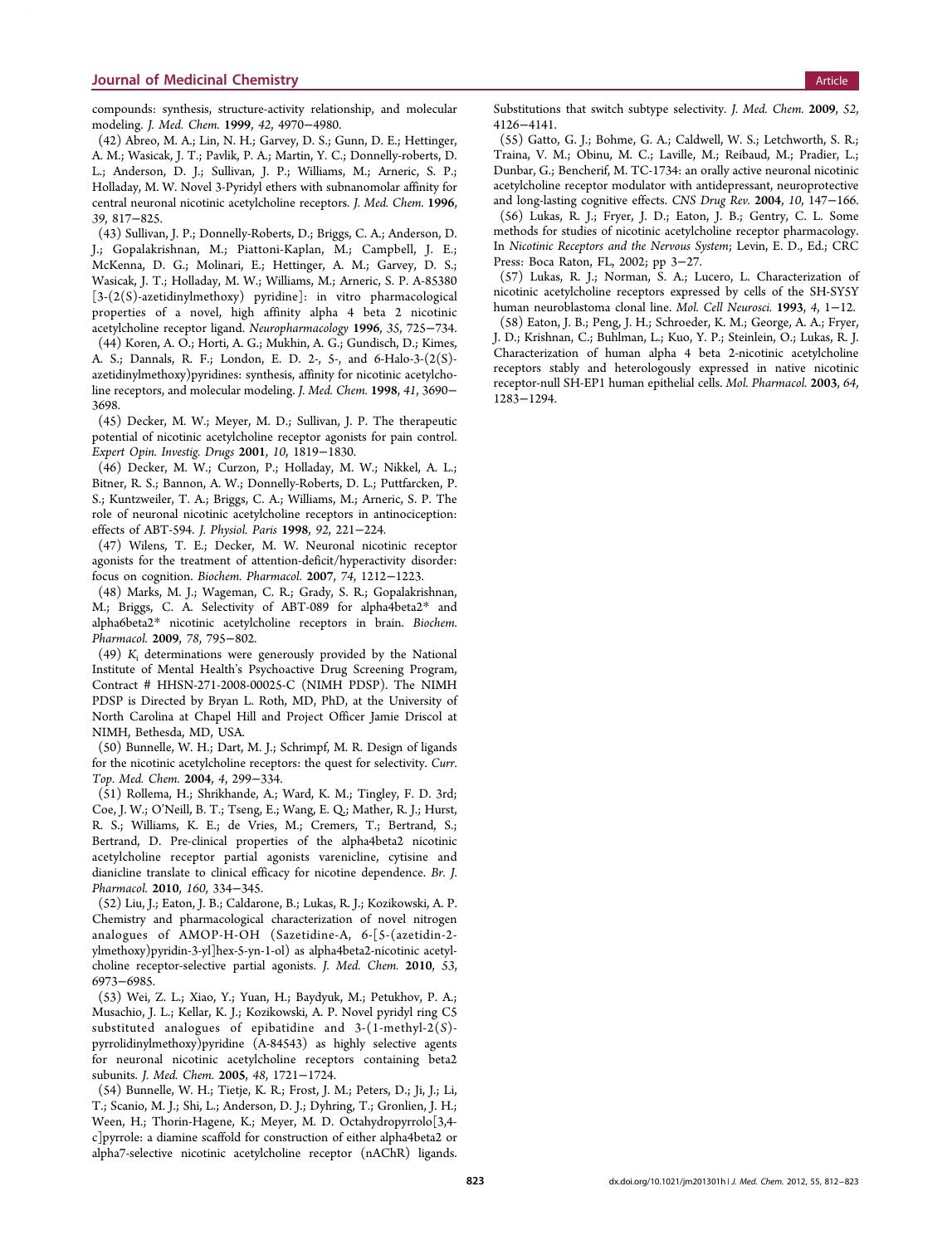compounds: synthesis, structure-activity relationship, and molecular modeling. *J. Med. Chem.* **1999**, *42*, 4970−4980.

(42) Abreo, M. A.; Lin, N. H.; Garvey, D. S.; Gunn, D. E.; Hettinger, A. M.; Wasicak, J. T.; Pavlik, P. A.; Martin, Y. C.; Donnelly-roberts, D. L.; Anderson, D. J.; Sullivan, J. P.; Williams, M.; Arneric, S. P.; Holladay, M. W. Novel 3-Pyridyl ethers with subnanomolar affinity for central neuronal nicotinic acetylcholine receptors. *J. Med. Chem.* **1996**, *39*, 817−825.

(43) Sullivan, J. P.; Donnelly-Roberts, D.; Briggs, C. A.; Anderson, D. J.; Gopalakrishnan, M.; Piattoni-Kaplan, M.; Campbell, J. E.; McKenna, D. G.; Molinari, E.; Hettinger, A. M.; Garvey, D. S.; Wasicak, J. T.; Holladay, M. W.; Williams, M.; Arneric, S. P. A-85380 [3-(2(S)-azetidinylmethoxy) pyridine]: in vitro pharmacological properties of a novel, high affinity alpha 4 beta 2 nicotinic acetylcholine receptor ligand. *Neuropharmacology* **1996**, *35*, 725−734.

(44) Koren, A. O.; Horti, A. G.; Mukhin, A. G.; Gundisch, D.; Kimes, A. S.; Dannals, R. F.; London, E. D. 2-, 5-, and 6-Halo-3-(2(S)-azetidinylmethoxy)pyridines: synthesis, affinity for nicotinic acetylcholine receptors, and molecular modeling. *J. Med. Chem.* **1998**, *41*, 3690−3698.

(45) Decker, M. W.; Meyer, M. D.; Sullivan, J. P. The therapeutic potential of nicotinic acetylcholine receptor agonists for pain control. *Expert Opin. Investig. Drugs* **2001**, *10*, 1819−1830.

(46) Decker, M. W.; Curzon, P.; Holladay, M. W.; Nikkel, A. L.; Bitner, R. S.; Bannon, A. W.; Donnelly-Roberts, D. L.; Puttfarcken, P. S.; Kuntzweiler, T. A.; Briggs, C. A.; Williams, M.; Arneric, S. P. The role of neuronal nicotinic acetylcholine receptors in antinociception: effects of ABT-594. *J. Physiol. Paris* **1998**, *92*, 221−224.

(47) Wilens, T. E.; Decker, M. W. Neuronal nicotinic receptor agonists for the treatment of attention-deficit/hyperactivity disorder: focus on cognition. *Biochem. Pharmacol.* **2007**, *74*, 1212−1223.

(48) Marks, M. J.; Wageman, C. R.; Grady, S. R.; Gopalakrishnan, M.; Briggs, C. A. Selectivity of ABT-089 for alpha4beta2* and alpha6beta2* nicotinic acetylcholine receptors in brain. *Biochem. Pharmacol.* **2009**, *78*, 795−802.

(49) $K_i$ determinations were generously provided by the National Institute of Mental Health's Psychoactive Drug Screening Program, Contract # HHSN-271-2008-00025-C (NIMH PDSP). The NIMH PDSP is Directed by Bryan L. Roth, MD, PhD, at the University of North Carolina at Chapel Hill and Project Officer Jamie Driscol at NIMH, Bethesda, MD, USA.

(50) Bunnelle, W. H.; Dart, M. J.; Schrimpf, M. R. Design of ligands for the nicotinic acetylcholine receptors: the quest for selectivity. *Curr. Top. Med. Chem.* **2004**, *4*, 299−334.

(51) Rollema, H.; Shrikhande, A.; Ward, K. M.; Tingley, F. D. 3rd; Coe, J. W.; O'Neill, B. T.; Tseng, E.; Wang, E. Q.; Mather, R. J.; Hurst, R. S.; Williams, K. E.; de Vries, M.; Cremers, T.; Bertrand, S.; Bertrand, D. Pre-clinical properties of the alpha4beta2 nicotinic acetylcholine receptor partial agonists varenicline, cytisine and dianicline translate to clinical efficacy for nicotine dependence. *Br. J. Pharmacol.* **2010**, *160*, 334−345.

(52) Liu, J.; Eaton, J. B.; Caldarone, B.; Lukas, R. J.; Kozikowski, A. P. Chemistry and pharmacological characterization of novel nitrogen analogues of AMOP-H-OH (Sazetidine-A, 6-[5-(azetidin-2-ylmethoxy)pyridin-3-yl]hex-5-yn-1-ol) as alpha4beta2-nicotinic acetylcholine receptor-selective partial agonists. *J. Med. Chem.* **2010**, *53*, 6973−6985.

(53) Wei, Z. L.; Xiao, Y.; Yuan, H.; Baydyuk, M.; Petukhov, P. A.; Musachio, J. L.; Kellar, K. J.; Kozikowski, A. P. Novel pyridyl ring C5 substituted analogues of epibatidine and 3-(1-methyl-2(S)-pyrrolidinylmethoxy)pyridine (A-84543) as highly selective agents for neuronal nicotinic acetylcholine receptors containing beta2 subunits. *J. Med. Chem.* **2005**, *48*, 1721−1724.

(54) Bunnelle, W. H.; Tietje, K. R.; Frost, J. M.; Peters, D.; Ji, J.; Li, T.; Scanio, M. J.; Shi, L.; Anderson, D. J.; Dyhring, T.; Gronlien, J. H.; Ween, H.; Thorin-Hagene, K.; Meyer, M. D. Octahydropyrrolo[3,4-c]pyrrole: a diamine scaffold for construction of either alpha4beta2 or alpha7-selective nicotinic acetylcholine receptor (nAChR) ligands. Substitutions that switch subtype selectivity. *J. Med. Chem.* **2009**, *52*, 4126−4141.

(55) Gatto, G. J.; Bohme, G. A.; Caldwell, W. S.; Letchworth, S. R.; Traina, V. M.; Obinu, M. C.; Laville, M.; Reibaud, M.; Pradier, L.; Dunbar, G.; Bencherif, M. TC-1734: an orally active neuronal nicotinic acetylcholine receptor modulator with antidepressant, neuroprotective and long-lasting cognitive effects. *CNS Drug Rev.* **2004**, *10*, 147−166.

(56) Lukas, R. J.; Fryer, J. D.; Eaton, J. B.; Gentry, C. L. Some methods for studies of nicotinic acetylcholine receptor pharmacology. In *Nicotinic Receptors and the Nervous System*; Levin, E. D., Ed.; CRC Press: Boca Raton, FL, 2002; pp 3−27.

(57) Lukas, R. J.; Norman, S. A.; Lucero, L. Characterization of nicotinic acetylcholine receptors expressed by cells of the SH-SY5Y human neuroblastoma clonal line. *Mol. Cell Neurosci.* **1993**, *4*, 1−12.

(58) Eaton, J. B.; Peng, J. H.; Schroeder, K. M.; George, A. A.; Fryer, J. D.; Krishnan, C.; Buhlman, L.; Kuo, Y. P.; Steinlein, O.; Lukas, R. J. Characterization of human alpha 4 beta 2-nicotinic acetylcholine receptors stably and heterologously expressed in native nicotinic receptor-null SH-EP1 human epithelial cells. *Mol. Pharmacol.* **2003**, *64*, 1283−1294.